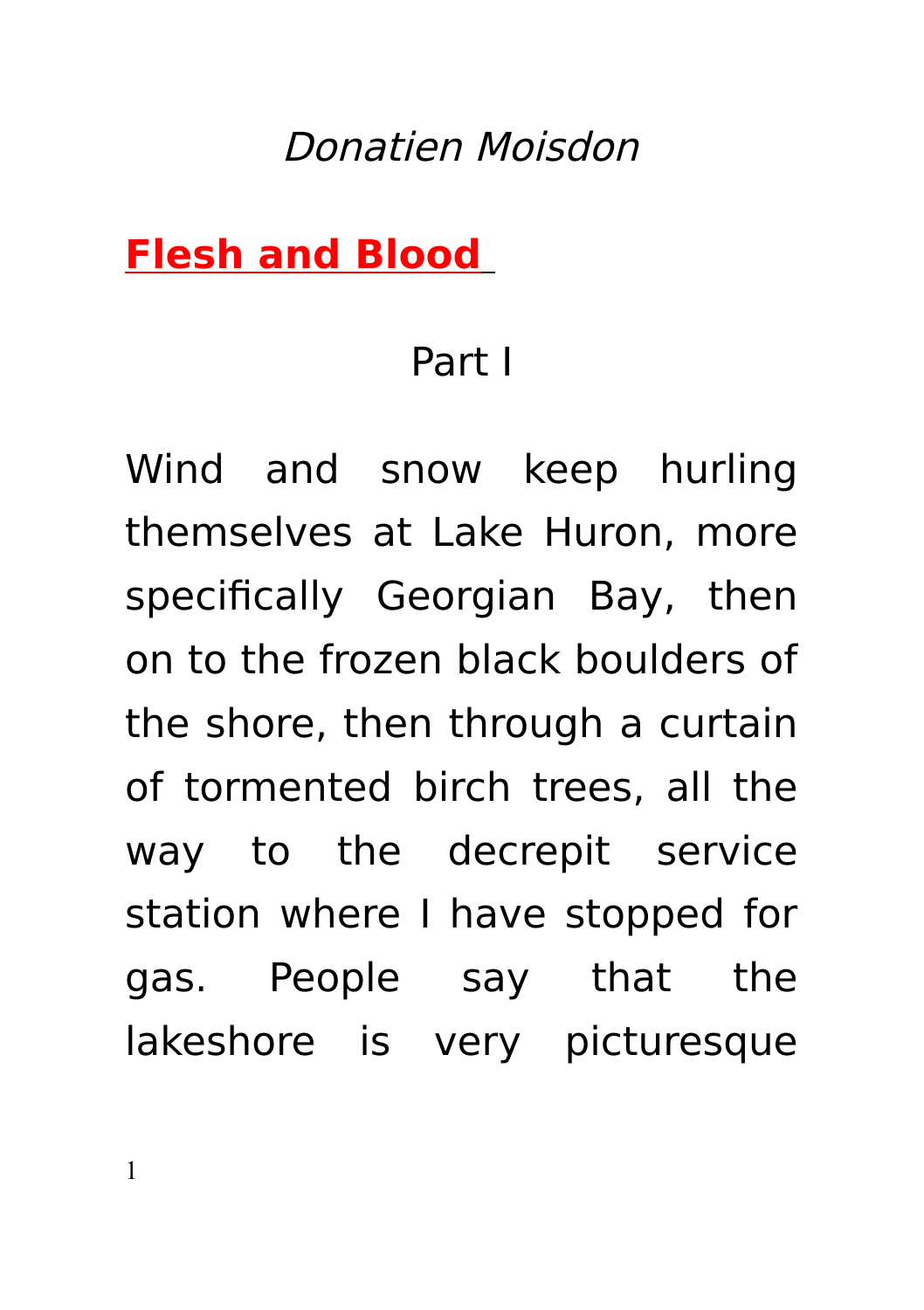*Donatien Moisdon*

# **Flesh and Blood**

## Part I

Wind and snow keep hurling themselves at Lake Huron, more specifically Georgian Bay, then on to the frozen black boulders of the shore, then through a curtain of tormented birch trees, all the way to the decrepit service station where I have stopped for gas. People say that the lakeshore is very picturesque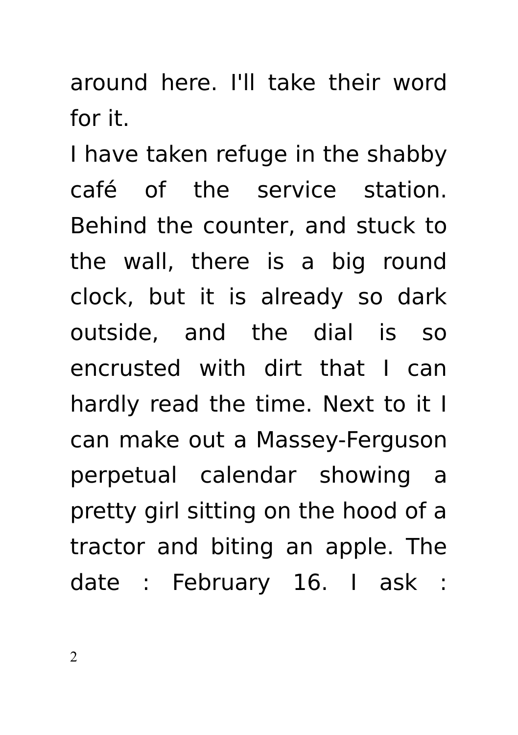around here. I'll take their word for it.

I have taken refuge in the shabby café of the service station. Behind the counter, and stuck to the wall, there is a big round clock, but it is already so dark outside, and the dial is so encrusted with dirt that I can hardly read the time. Next to it I can make out a Massey-Ferguson perpetual calendar showing a pretty girl sitting on the hood of a tractor and biting an apple. The date : February 16. I ask :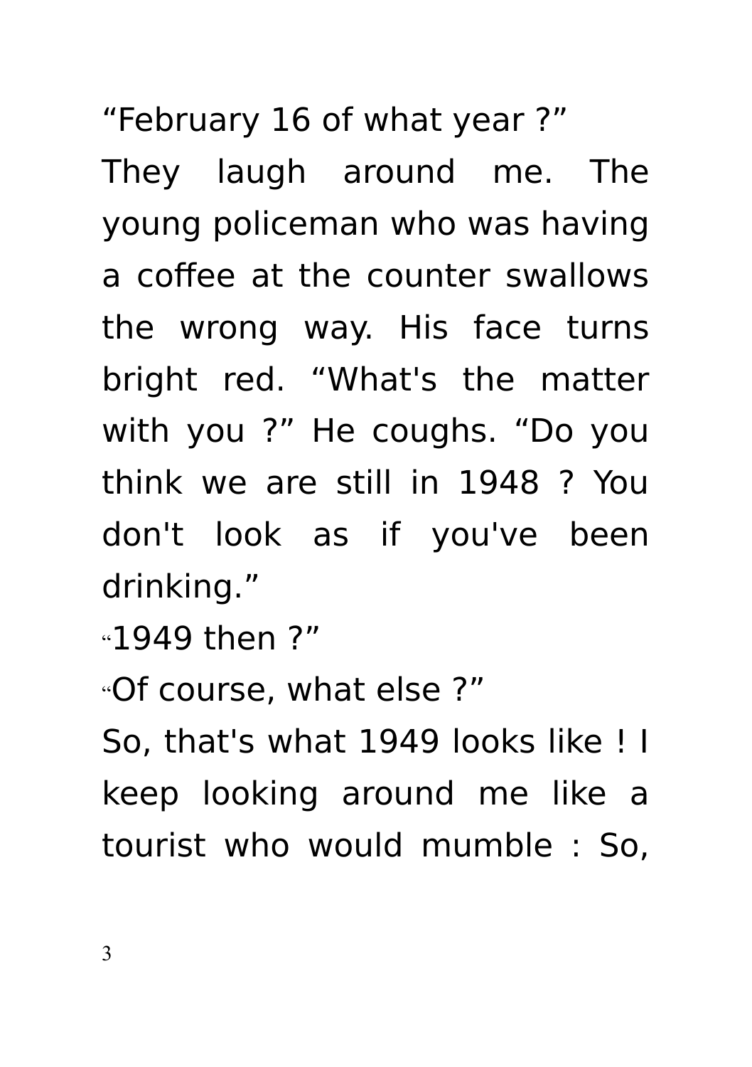“February 16 of what year ?”

They laugh around me. The young policeman who was having a coffee at the counter swallows the wrong way. His face turns bright red. “What's the matter with you ?” He coughs. “Do you think we are still in 1948 ? You don't look as if you've been drinking.”

“1949 then ?”

“Of course, what else ?”

So, that's what 1949 looks like ! I keep looking around me like a tourist who would mumble : So,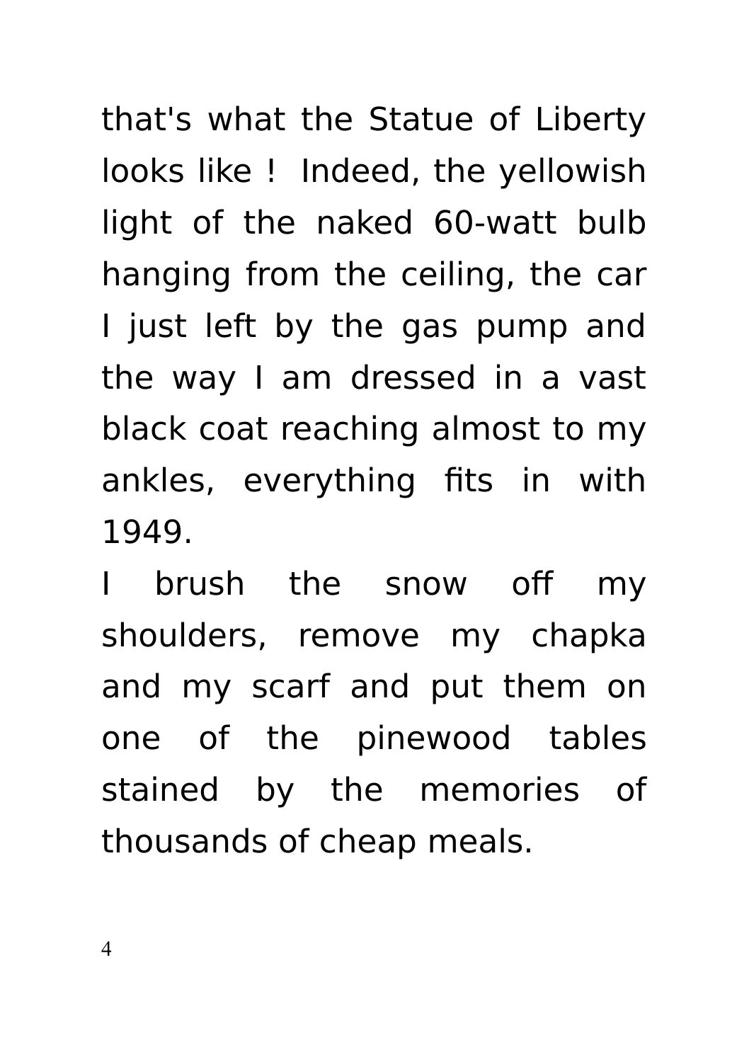that's what the Statue of Liberty looks like ! Indeed, the yellowish light of the naked 60-watt bulb hanging from the ceiling, the car I just left by the gas pump and the way I am dressed in a vast black coat reaching almost to my ankles, everything fits in with 1949.

I brush the snow off my shoulders, remove my chapka and my scarf and put them on one of the pinewood tables stained by the memories of thousands of cheap meals.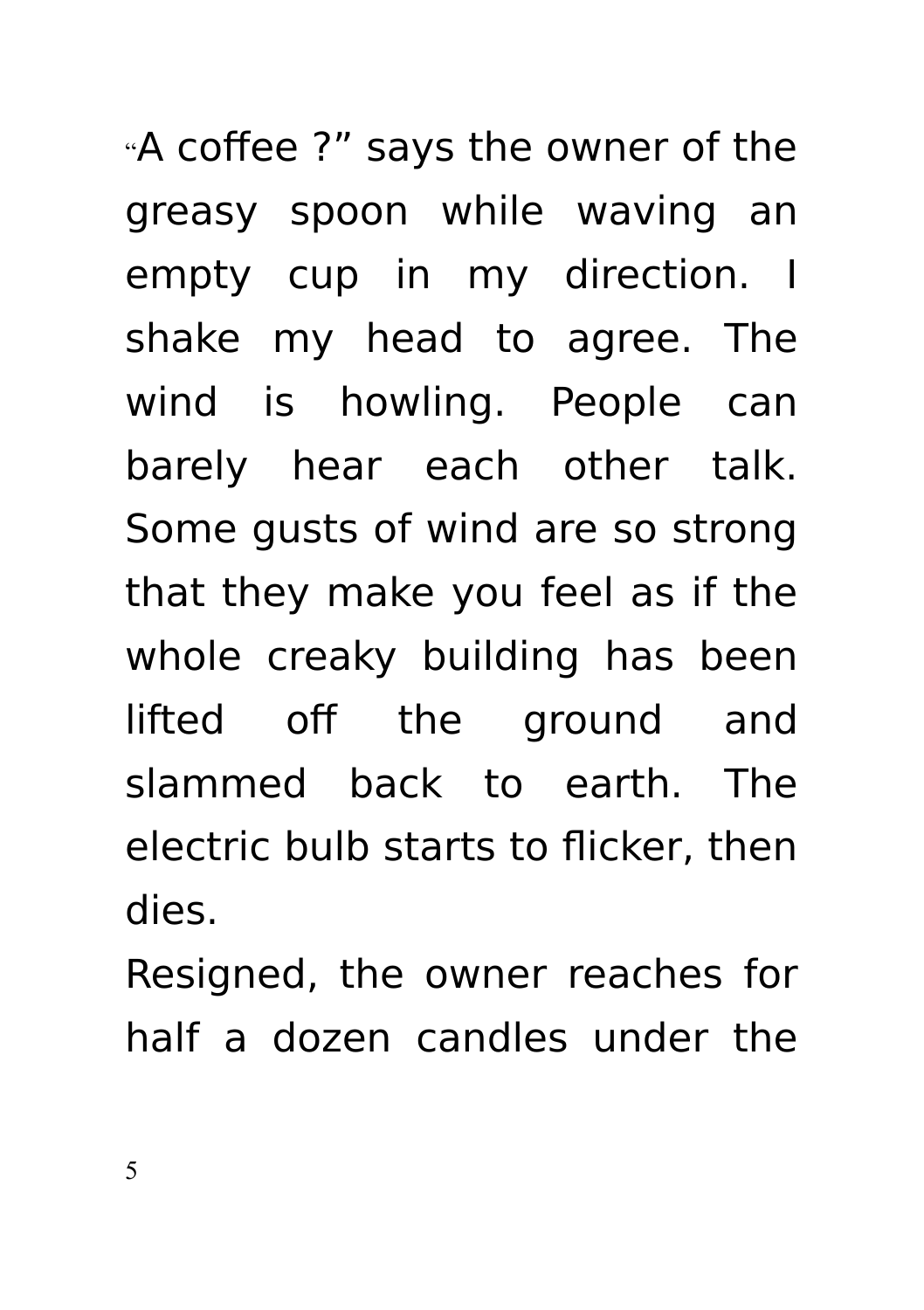“A coffee ?” says the owner of the greasy spoon while waving an empty cup in my direction. I shake my head to agree. The wind is howling. People can barely hear each other talk. Some gusts of wind are so strong that they make you feel as if the whole creaky building has been lifted off the ground and slammed back to earth. The electric bulb starts to flicker, then dies.

Resigned, the owner reaches for half a dozen candles under the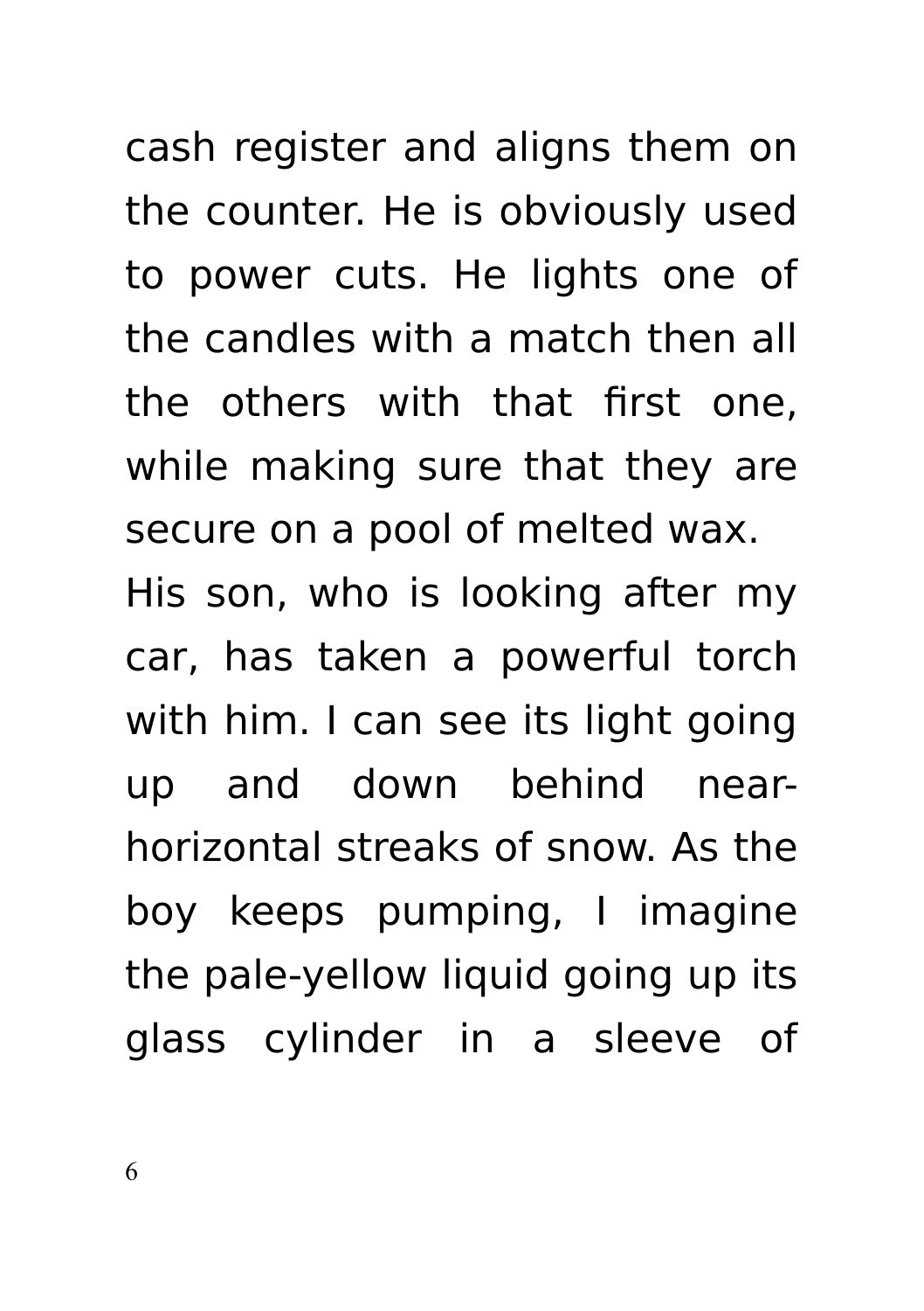cash register and aligns them on the counter. He is obviously used to power cuts. He lights one of the candles with a match then all the others with that first one, while making sure that they are secure on a pool of melted wax.

His son, who is looking after my car, has taken a powerful torch with him. I can see its light going up and down behind near-horizontal streaks of snow. As the boy keeps pumping, I imagine the pale-yellow liquid going up its glass cylinder in a sleeve of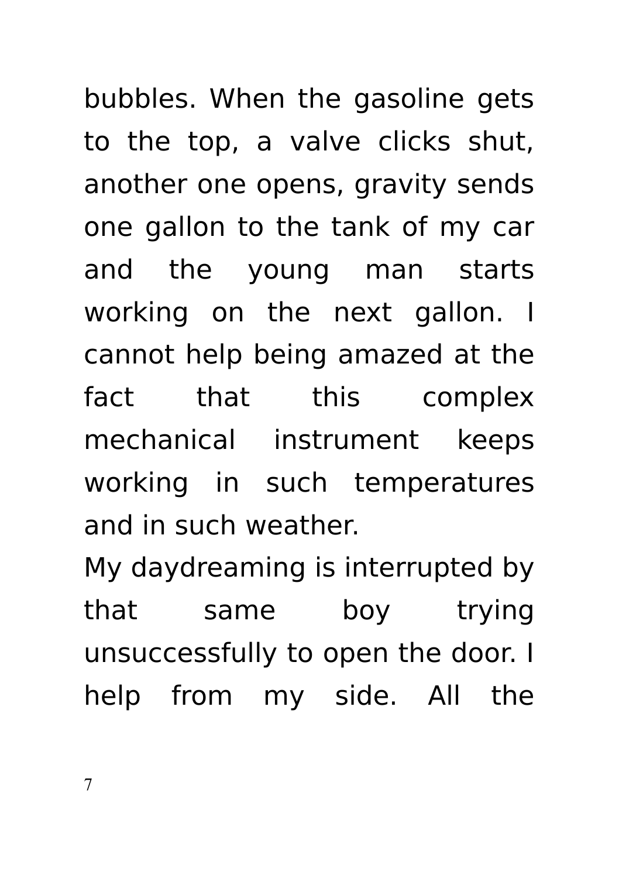bubbles. When the gasoline gets to the top, a valve clicks shut, another one opens, gravity sends one gallon to the tank of my car and the young man starts working on the next gallon. I cannot help being amazed at the fact that this complex mechanical instrument keeps working in such temperatures and in such weather.

My daydreaming is interrupted by that same boy trying unsuccessfully to open the door. I help from my side. All the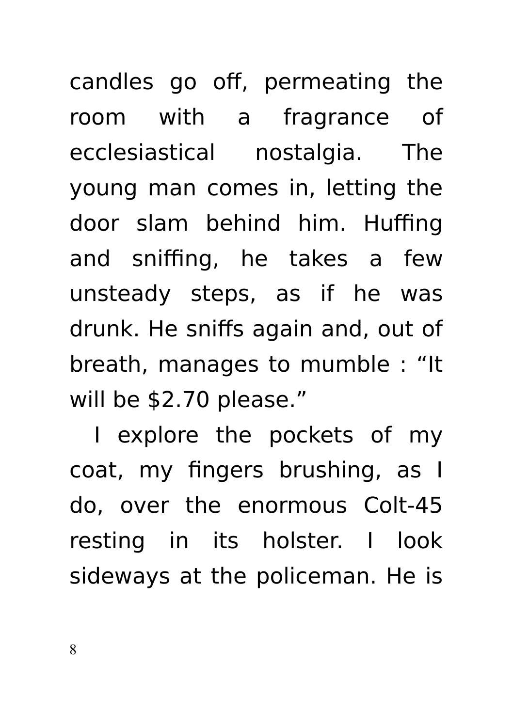candles go off, permeating the room with a fragrance of ecclesiastical nostalgia. The young man comes in, letting the door slam behind him. Huffing and sniffing, he takes a few unsteady steps, as if he was drunk. He sniffs again and, out of breath, manages to mumble : “It will be $2.70 please.”

I explore the pockets of my coat, my fingers brushing, as I do, over the enormous Colt-45 resting in its holster. I look sideways at the policeman. He is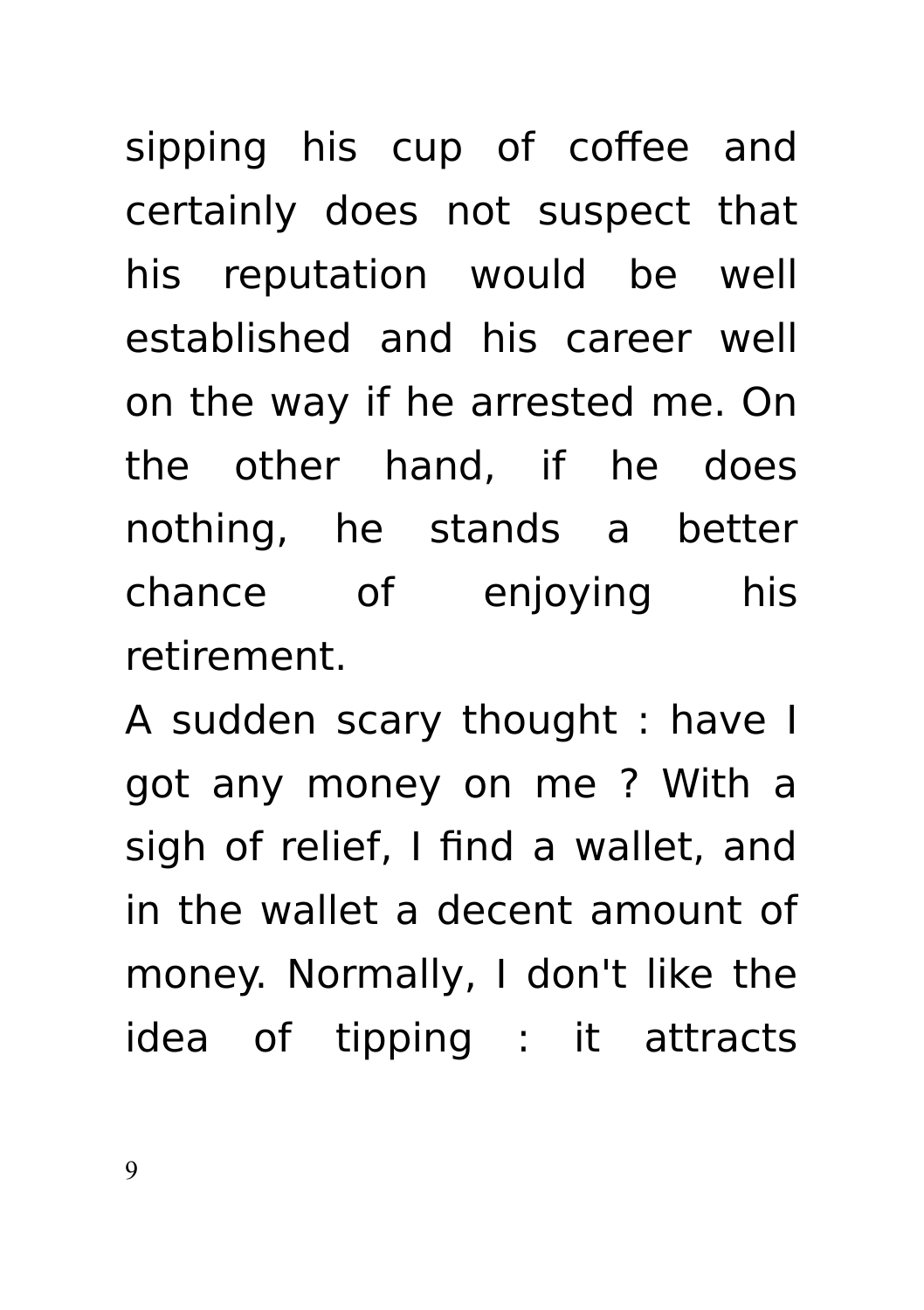sipping his cup of coffee and certainly does not suspect that his reputation would be well established and his career well on the way if he arrested me. On the other hand, if he does nothing, he stands a better chance of enjoying his retirement.

A sudden scary thought : have I got any money on me ? With a sigh of relief, I find a wallet, and in the wallet a decent amount of money. Normally, I don't like the idea of tipping : it attracts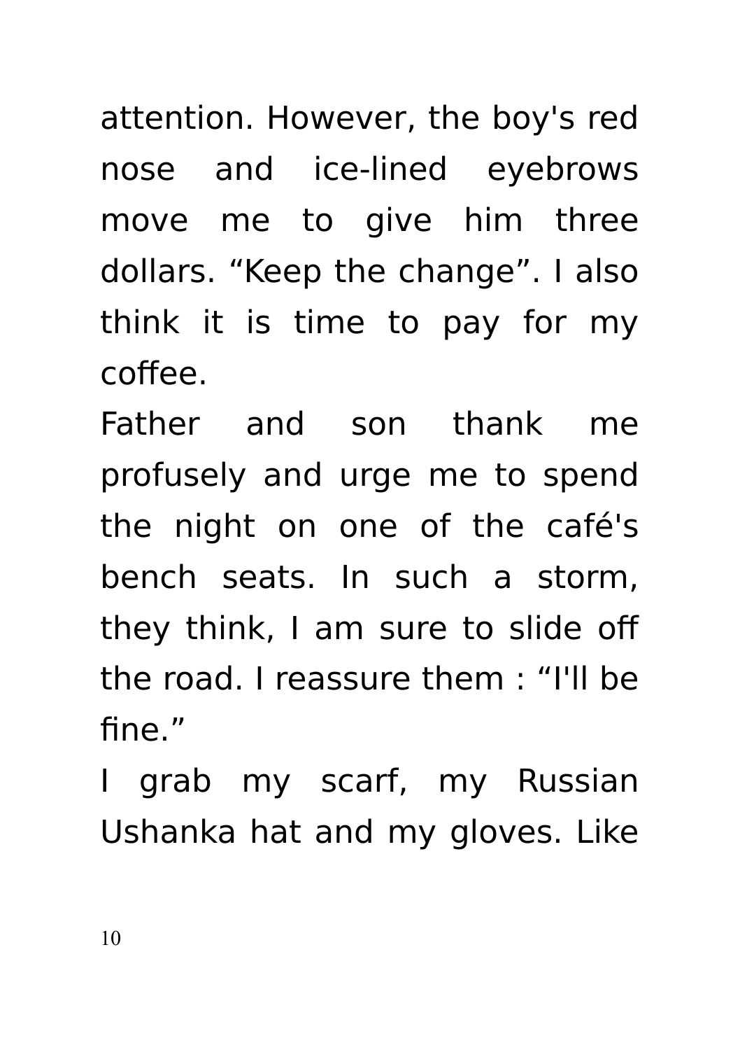attention. However, the boy's red nose and ice-lined eyebrows move me to give him three dollars. “Keep the change”. I also think it is time to pay for my coffee.

Father and son thank me profusely and urge me to spend the night on one of the café's bench seats. In such a storm, they think, I am sure to slide off the road. I reassure them : “I'll be fine.”

I grab my scarf, my Russian Ushanka hat and my gloves. Like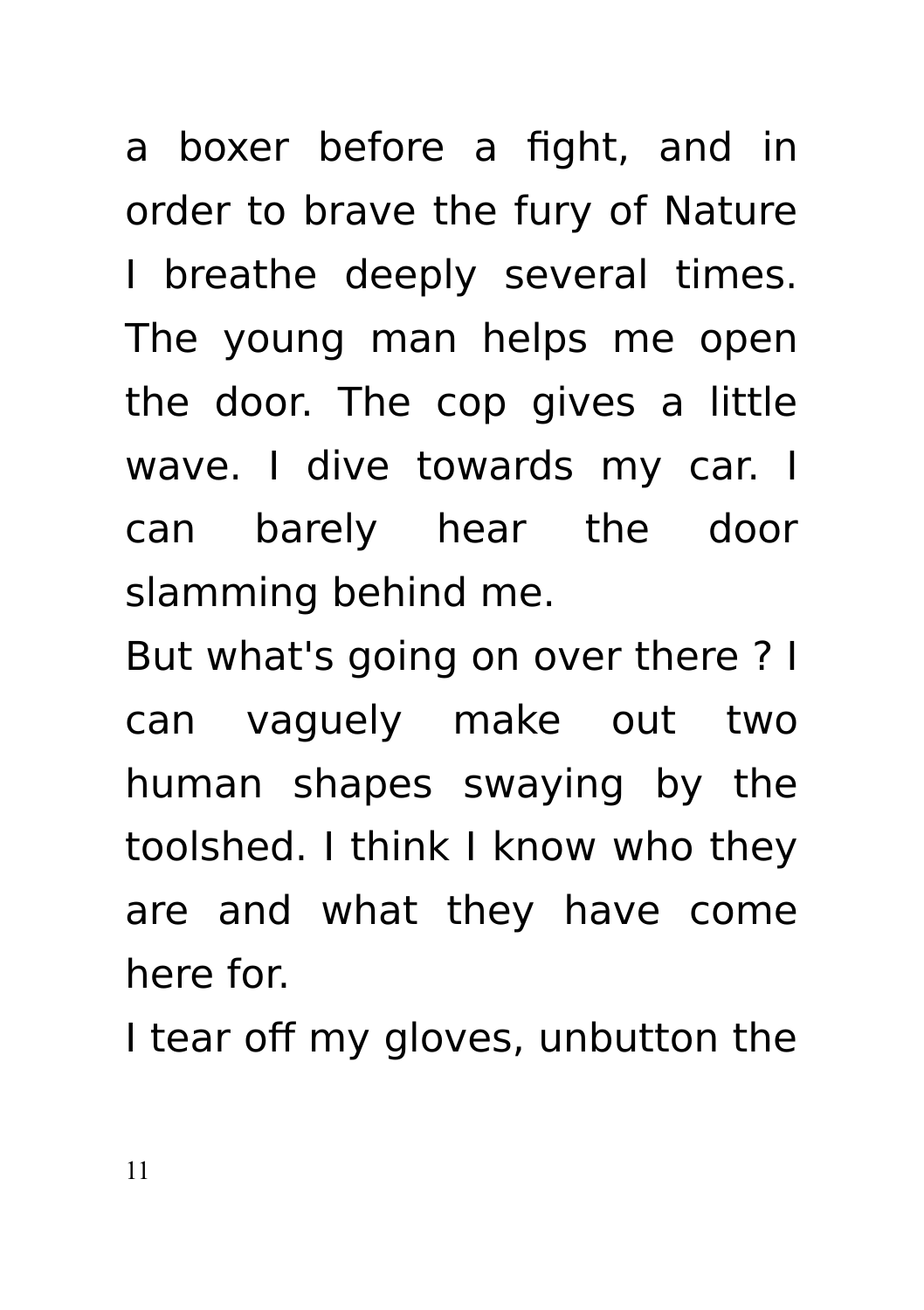a boxer before a fight, and in order to brave the fury of Nature I breathe deeply several times. The young man helps me open the door. The cop gives a little wave. I dive towards my car. I can barely hear the door slamming behind me.

But what's going on over there ? I can vaguely make out two human shapes swaying by the toolshed. I think I know who they are and what they have come here for.

I tear off my gloves, unbutton the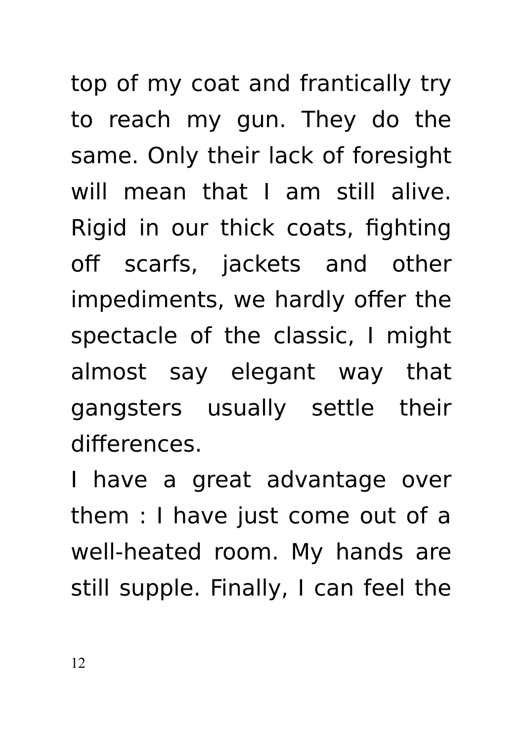top of my coat and frantically try to reach my gun. They do the same. Only their lack of foresight will mean that I am still alive. Rigid in our thick coats, fighting off scarfs, jackets and other impediments, we hardly offer the spectacle of the classic, I might almost say elegant way that gangsters usually settle their differences.

I have a great advantage over them : I have just come out of a well-heated room. My hands are still supple. Finally, I can feel the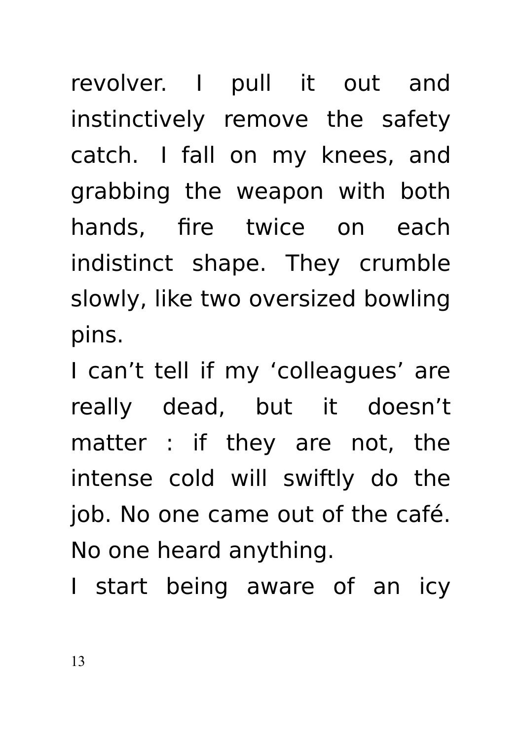revolver. I pull it out and instinctively remove the safety catch. I fall on my knees, and grabbing the weapon with both hands, fire twice on each indistinct shape. They crumble slowly, like two oversized bowling pins.

I can’t tell if my ‘colleagues’ are really dead, but it doesn’t matter : if they are not, the intense cold will swiftly do the job. No one came out of the café. No one heard anything.

I start being aware of an icy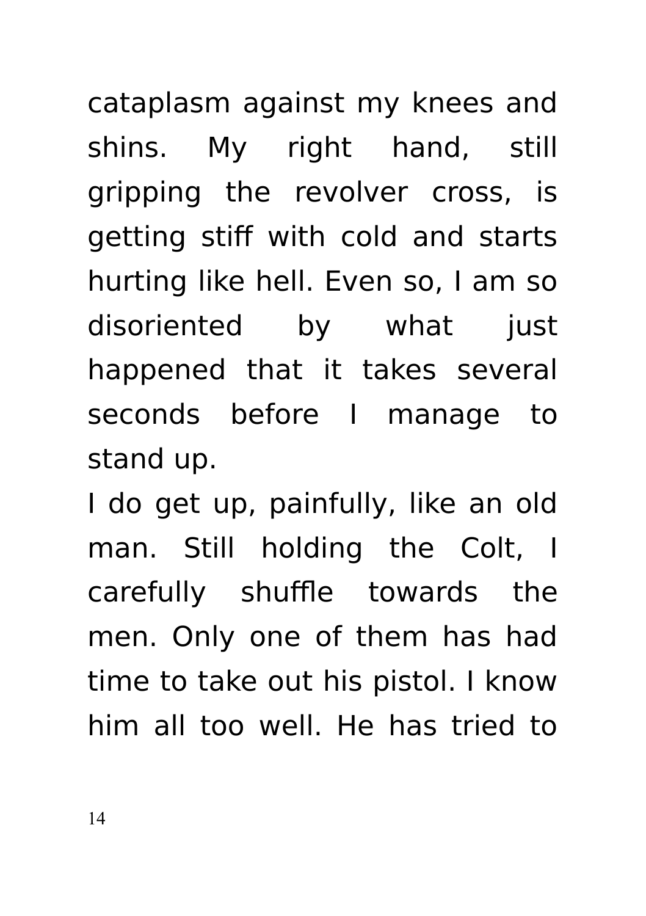cataplasm against my knees and shins. My right hand, still gripping the revolver cross, is getting stiff with cold and starts hurting like hell. Even so, I am so disoriented by what just happened that it takes several seconds before I manage to stand up.

I do get up, painfully, like an old man. Still holding the Colt, I carefully shuffle towards the men. Only one of them has had time to take out his pistol. I know him all too well. He has tried to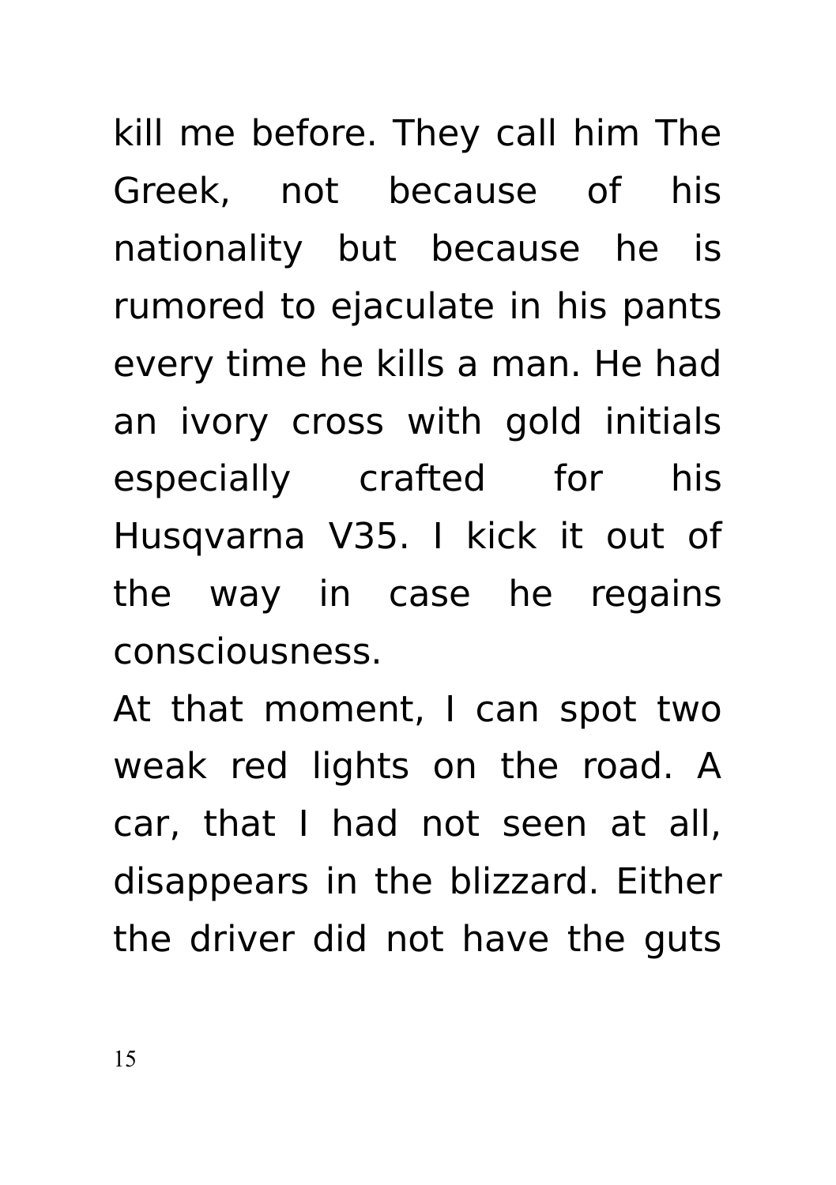kill me before. They call him The Greek, not because of his nationality but because he is rumored to ejaculate in his pants every time he kills a man. He had an ivory cross with gold initials especially crafted for his Husqvarna V35. I kick it out of the way in case he regains consciousness.

At that moment, I can spot two weak red lights on the road. A car, that I had not seen at all, disappears in the blizzard. Either the driver did not have the guts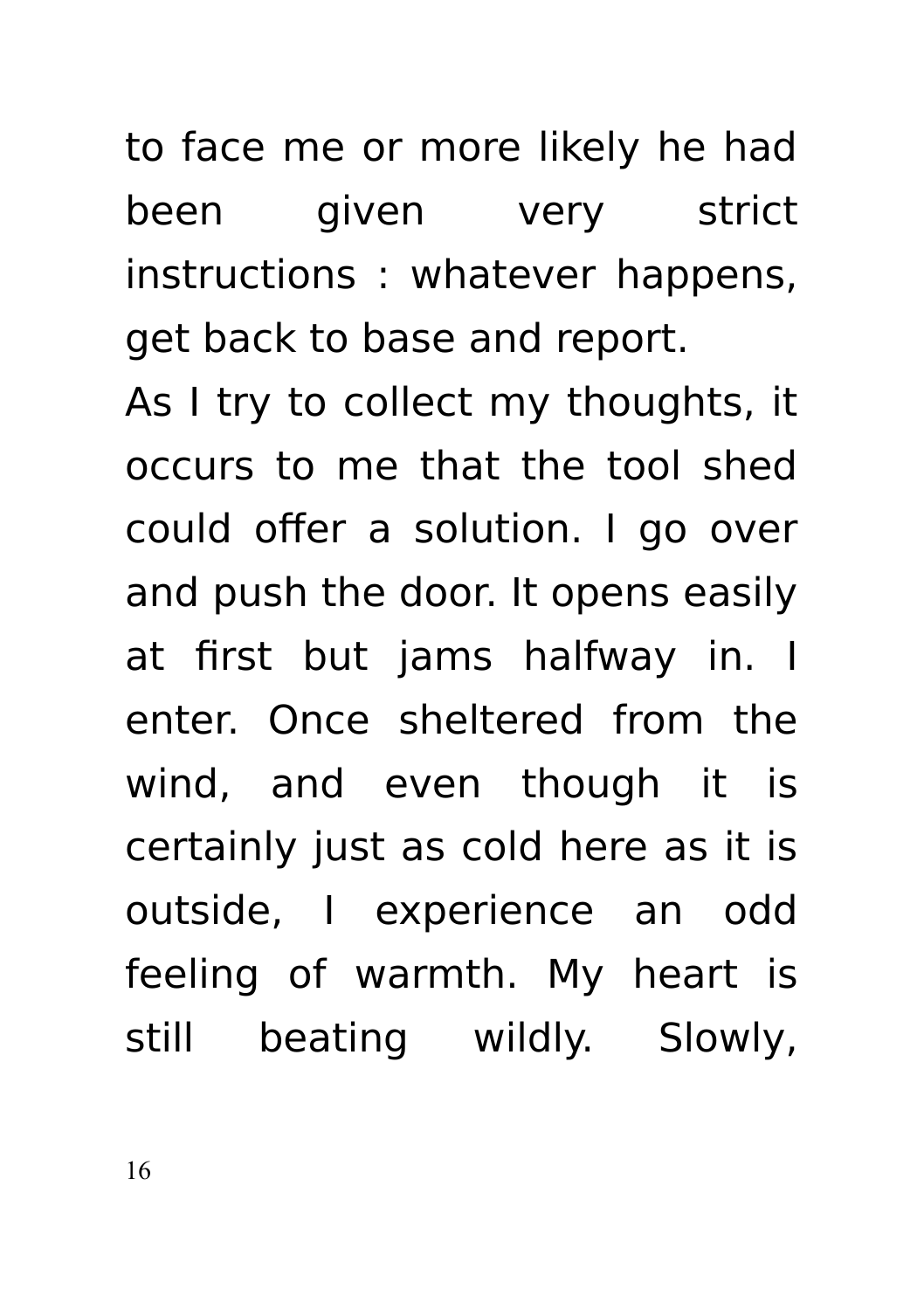to face me or more likely he had been given very strict instructions : whatever happens, get back to base and report.

As I try to collect my thoughts, it occurs to me that the tool shed could offer a solution. I go over and push the door. It opens easily at first but jams halfway in. I enter. Once sheltered from the wind, and even though it is certainly just as cold here as it is outside, I experience an odd feeling of warmth. My heart is still beating wildly. Slowly,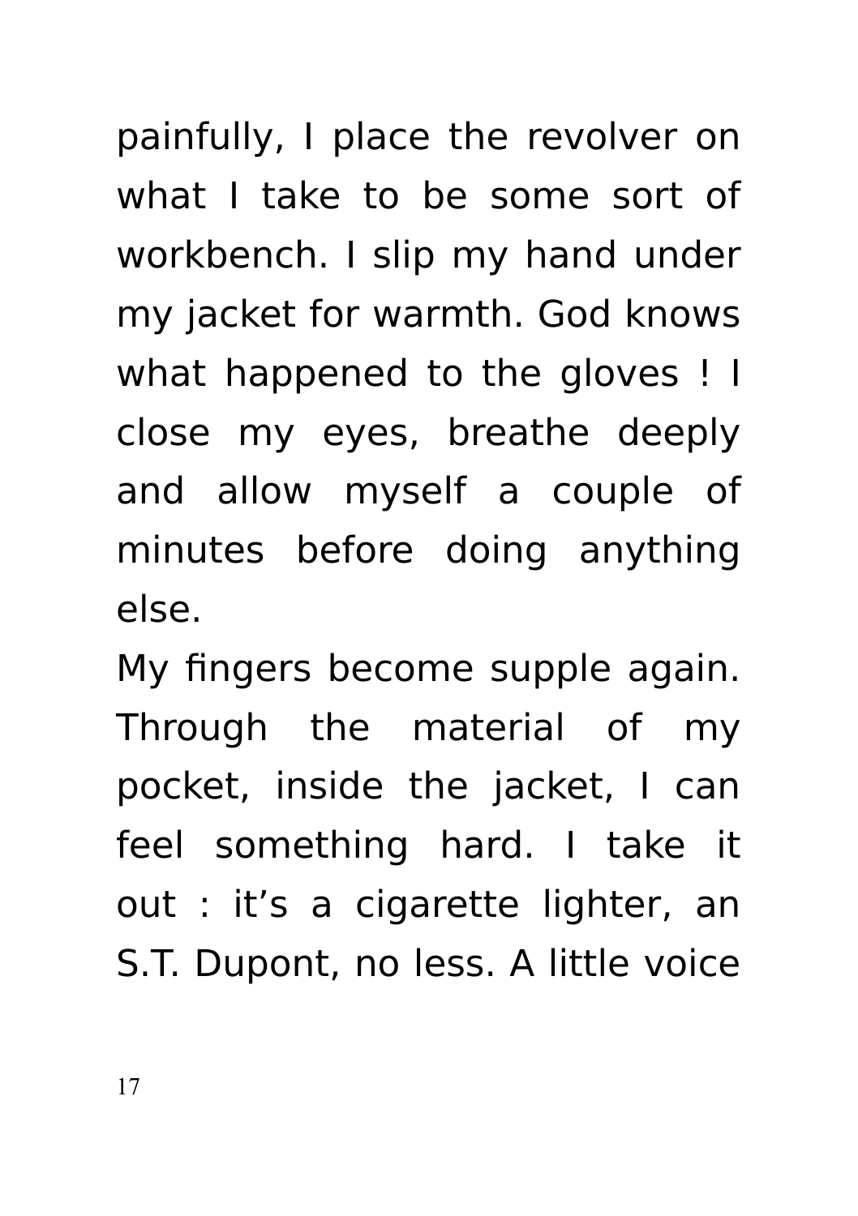painfully, I place the revolver on what I take to be some sort of workbench. I slip my hand under my jacket for warmth. God knows what happened to the gloves ! I close my eyes, breathe deeply and allow myself a couple of minutes before doing anything else.

My fingers become supple again. Through the material of my pocket, inside the jacket, I can feel something hard. I take it out : it's a cigarette lighter, an S.T. Dupont, no less. A little voice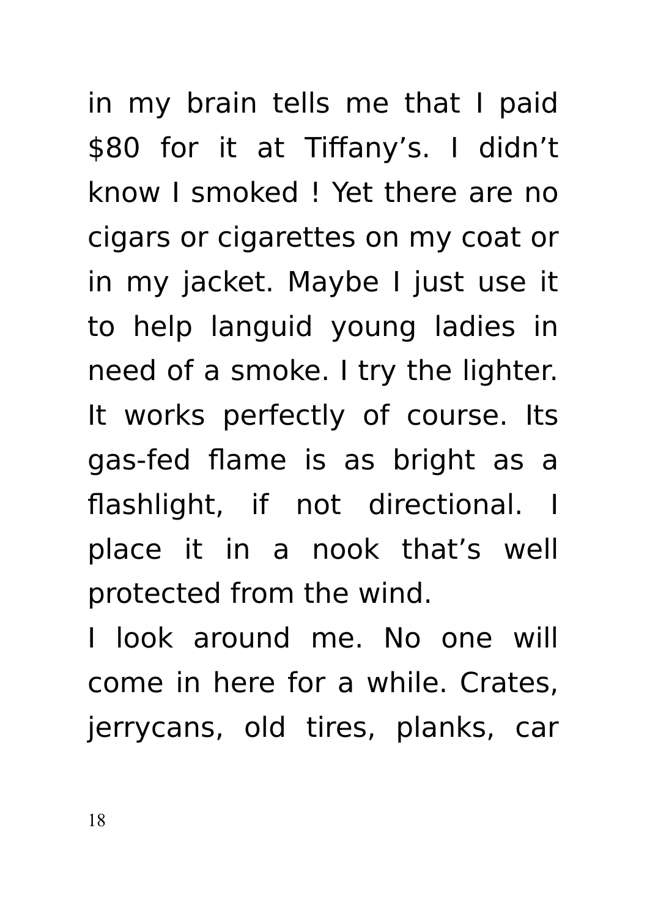in my brain tells me that I paid $80 for it at Tiffany’s. I didn’t know I smoked ! Yet there are no cigars or cigarettes on my coat or in my jacket. Maybe I just use it to help languid young ladies in need of a smoke. I try the lighter. It works perfectly of course. Its gas-fed flame is as bright as a flashlight, if not directional. I place it in a nook that’s well protected from the wind.

I look around me. No one will come in here for a while. Crates, jerrycans, old tires, planks, car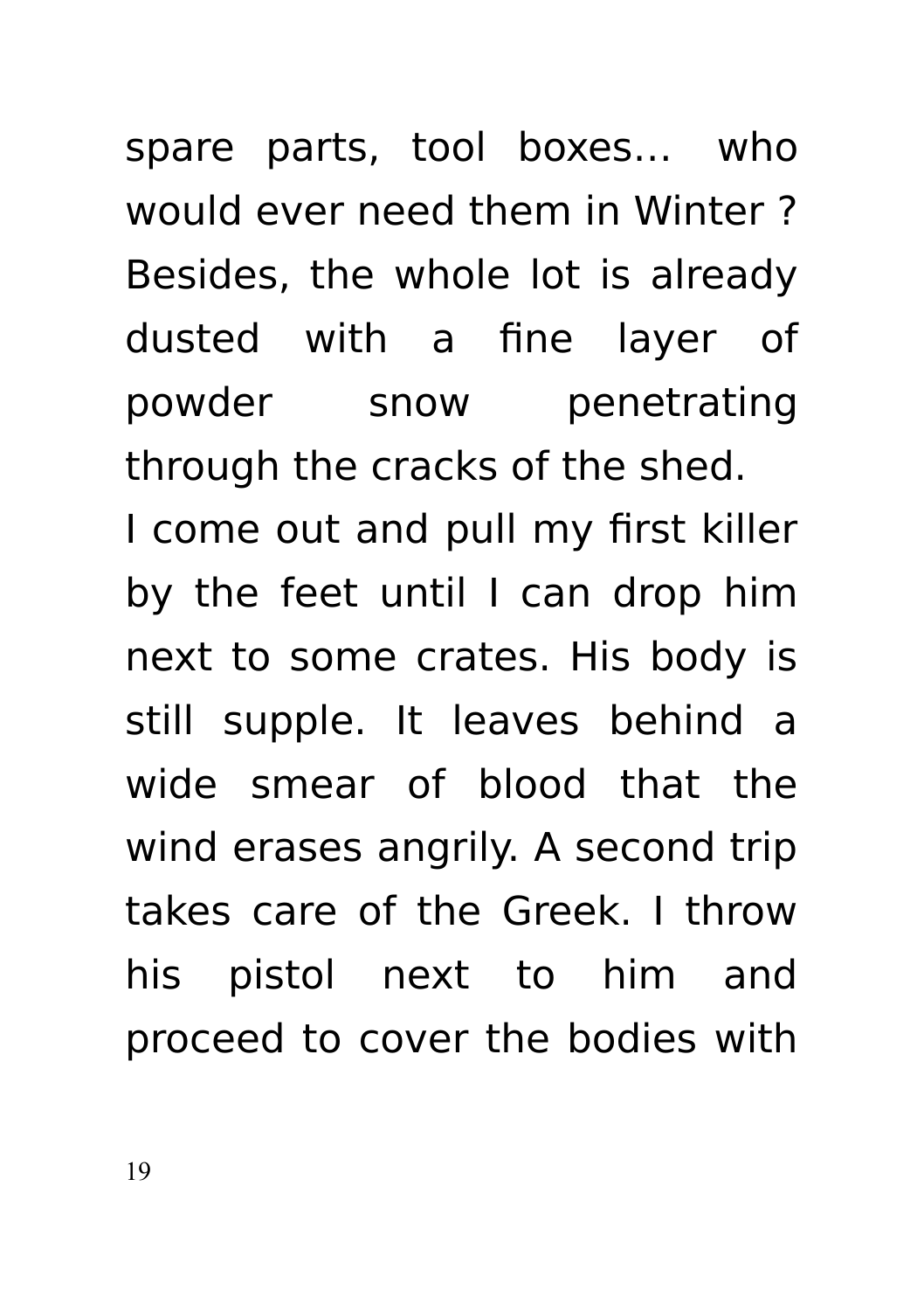spare parts, tool boxes… who would ever need them in Winter ? Besides, the whole lot is already dusted with a fine layer of powder snow penetrating through the cracks of the shed.

I come out and pull my first killer by the feet until I can drop him next to some crates. His body is still supple. It leaves behind a wide smear of blood that the wind erases angrily. A second trip takes care of the Greek. I throw his pistol next to him and proceed to cover the bodies with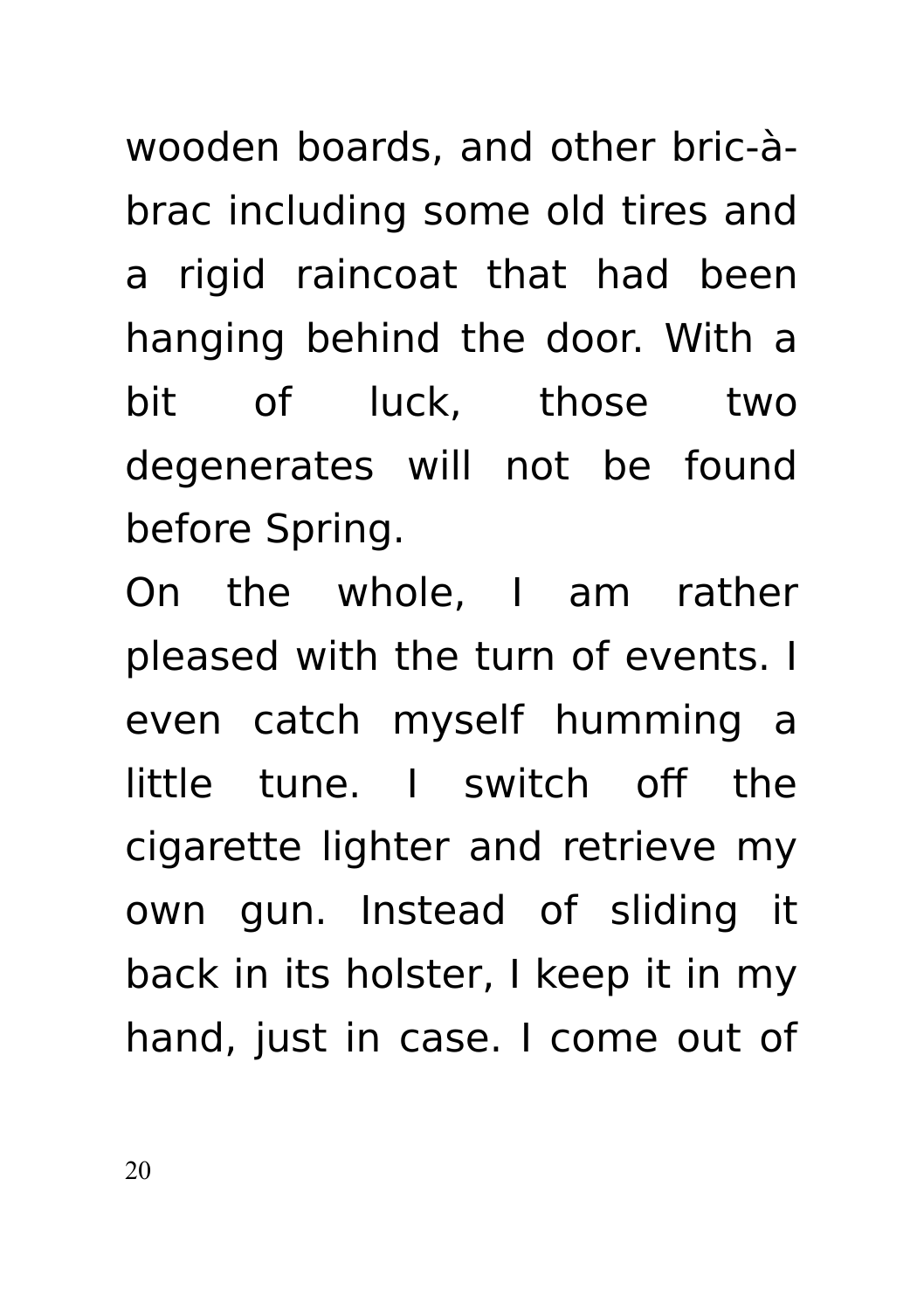wooden boards, and other bric-à-brac including some old tires and a rigid raincoat that had been hanging behind the door. With a bit of luck, those two degenerates will not be found before Spring.

On the whole, I am rather pleased with the turn of events. I even catch myself humming a little tune. I switch off the cigarette lighter and retrieve my own gun. Instead of sliding it back in its holster, I keep it in my hand, just in case. I come out of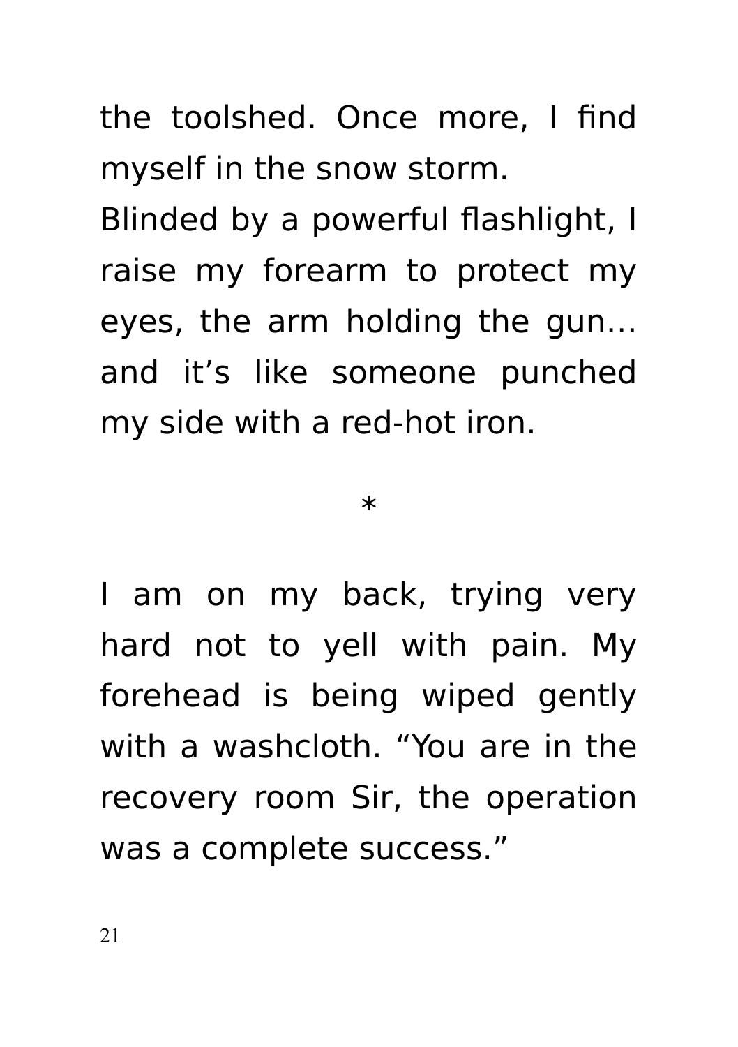the toolshed. Once more, I find myself in the snow storm.
Blinded by a powerful flashlight, I raise my forearm to protect my eyes, the arm holding the gun... and it’s like someone punched my side with a red-hot iron.

*

I am on my back, trying very hard not to yell with pain. My forehead is being wiped gently with a washcloth. “You are in the recovery room Sir, the operation was a complete success.”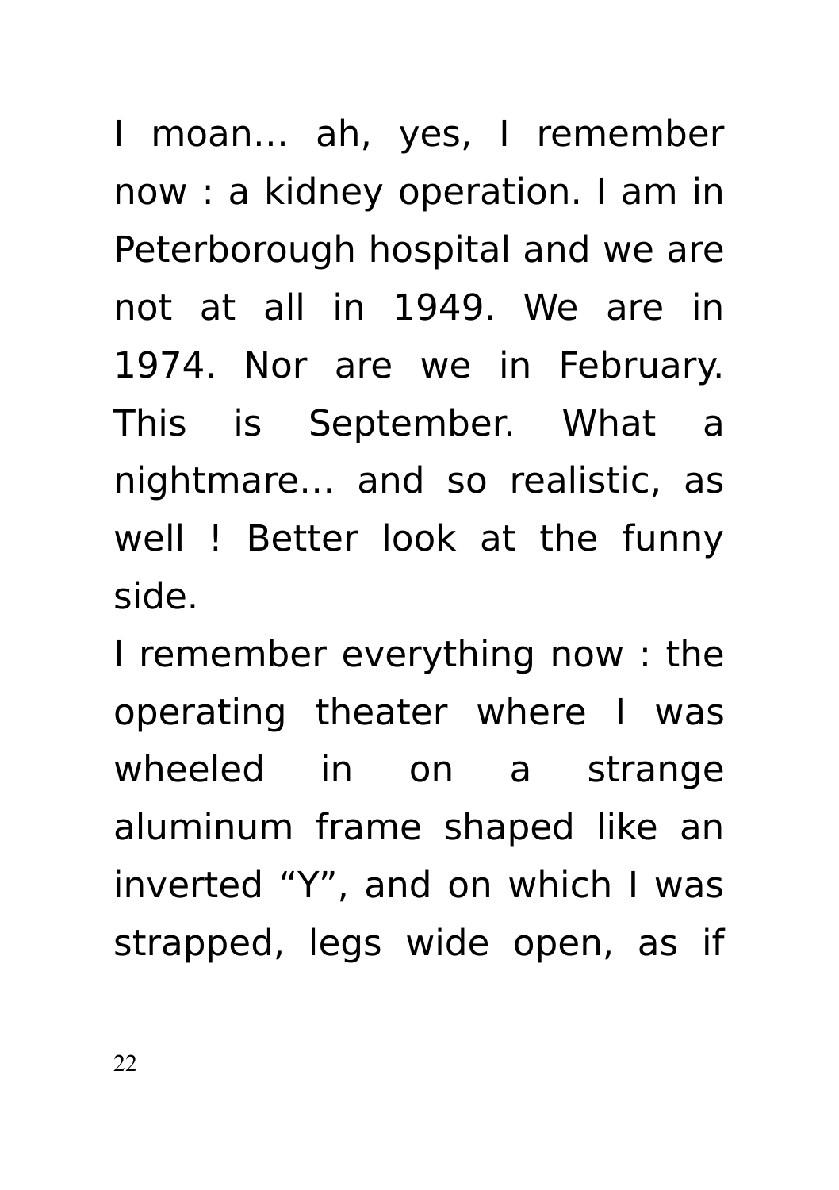I moan… ah, yes, I remember now : a kidney operation. I am in Peterborough hospital and we are not at all in 1949. We are in 1974. Nor are we in February. This is September. What a nightmare… and so realistic, as well ! Better look at the funny side.

I remember everything now : the operating theater where I was wheeled in on a strange aluminum frame shaped like an inverted “Y”, and on which I was strapped, legs wide open, as if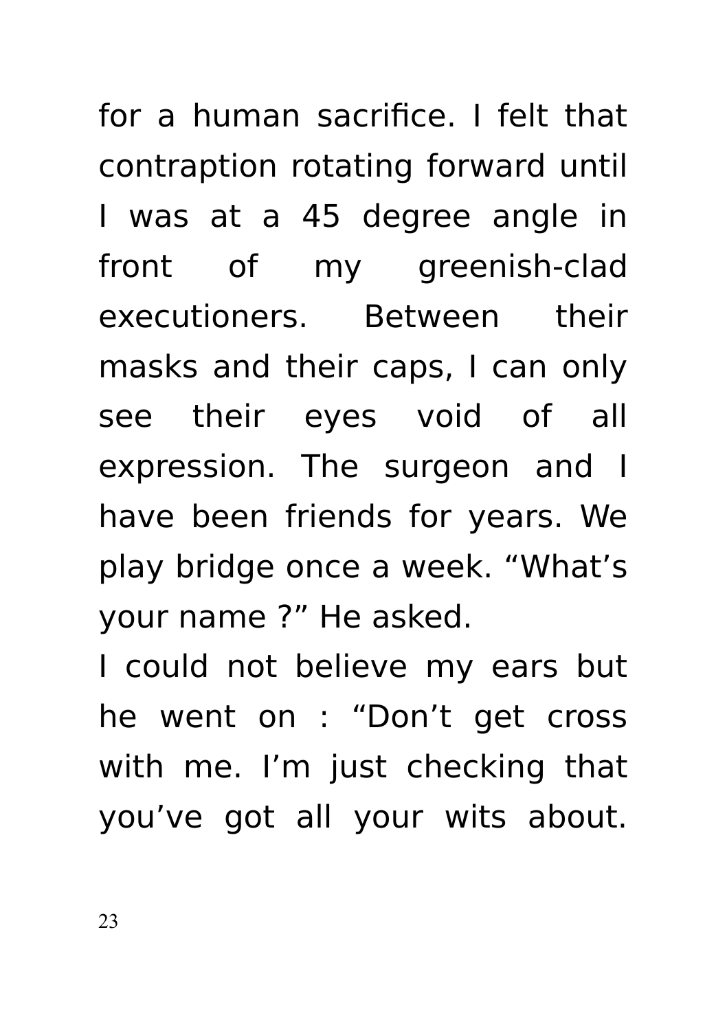for a human sacrifice. I felt that contraption rotating forward until I was at a 45 degree angle in front of my greenish-clad executioners. Between their masks and their caps, I can only see their eyes void of all expression. The surgeon and I have been friends for years. We play bridge once a week. “What’s your name ?” He asked.

I could not believe my ears but he went on : “Don’t get cross with me. I’m just checking that you’ve got all your wits about.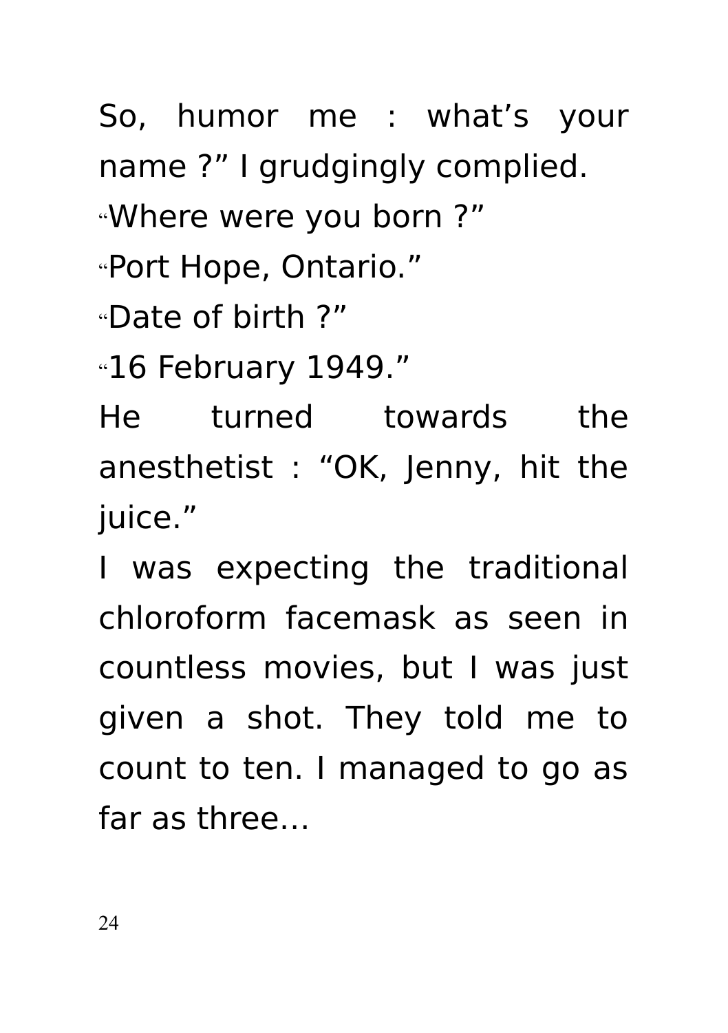So, humor me : what’s your name ?” I grudgingly complied.

“Where were you born ?”

“Port Hope, Ontario.”

“Date of birth ?”

“16 February 1949.”

He turned towards the anesthetist : “OK, Jenny, hit the juice.”

I was expecting the traditional chloroform facemask as seen in countless movies, but I was just given a shot. They told me to count to ten. I managed to go as far as three…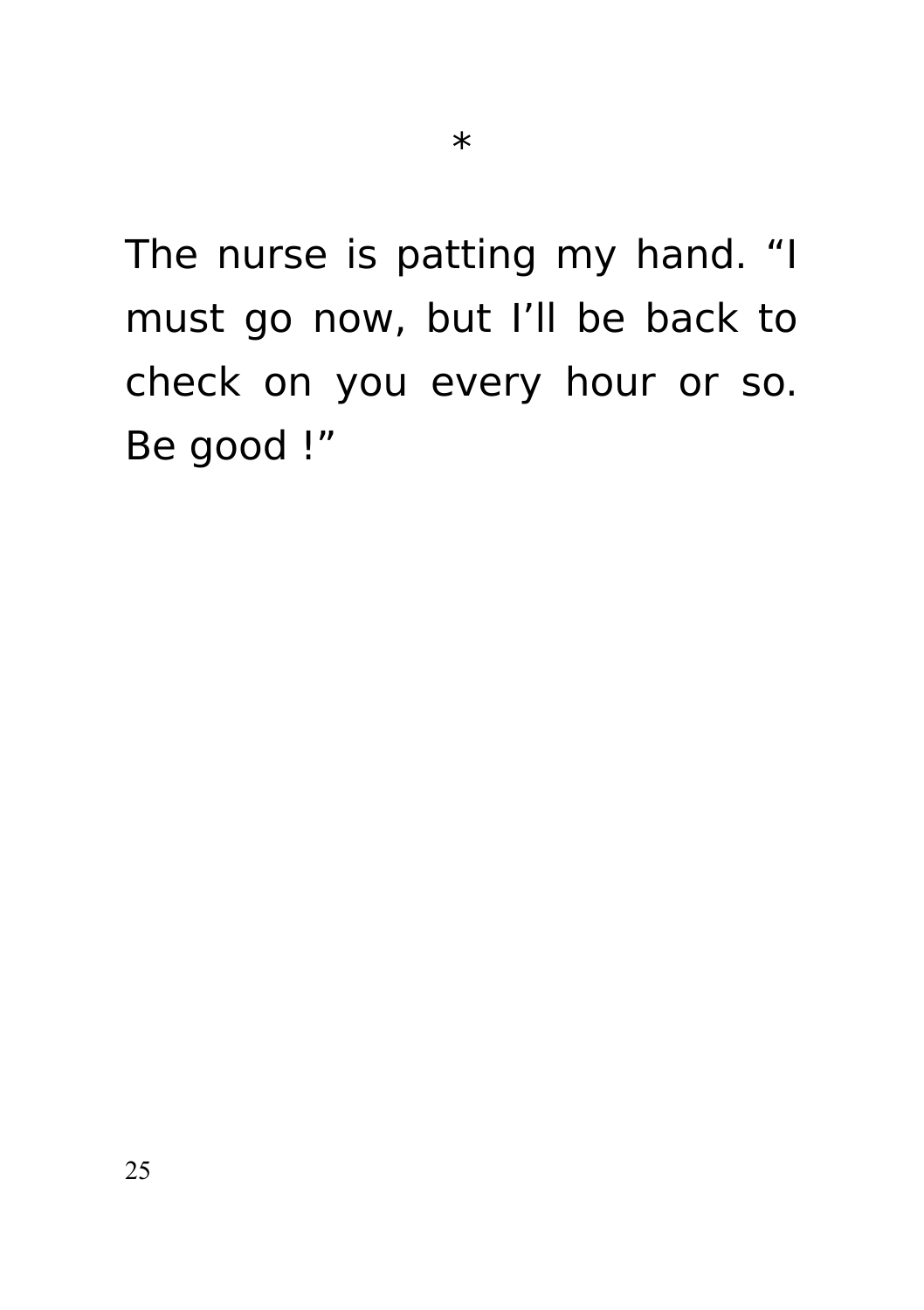*

The nurse is patting my hand. “I must go now, but I’ll be back to check on you every hour or so. Be good !”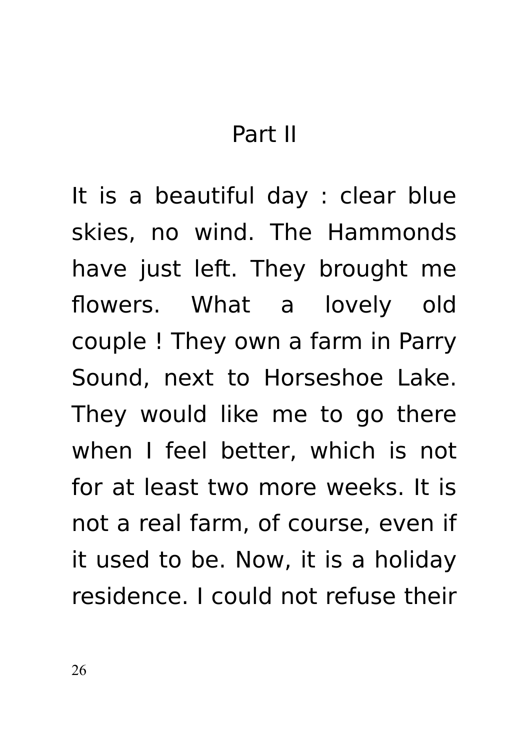# Part II

It is a beautiful day : clear blue skies, no wind. The Hammonds have just left. They brought me flowers. What a lovely old couple ! They own a farm in Parry Sound, next to Horseshoe Lake. They would like me to go there when I feel better, which is not for at least two more weeks. It is not a real farm, of course, even if it used to be. Now, it is a holiday residence. I could not refuse their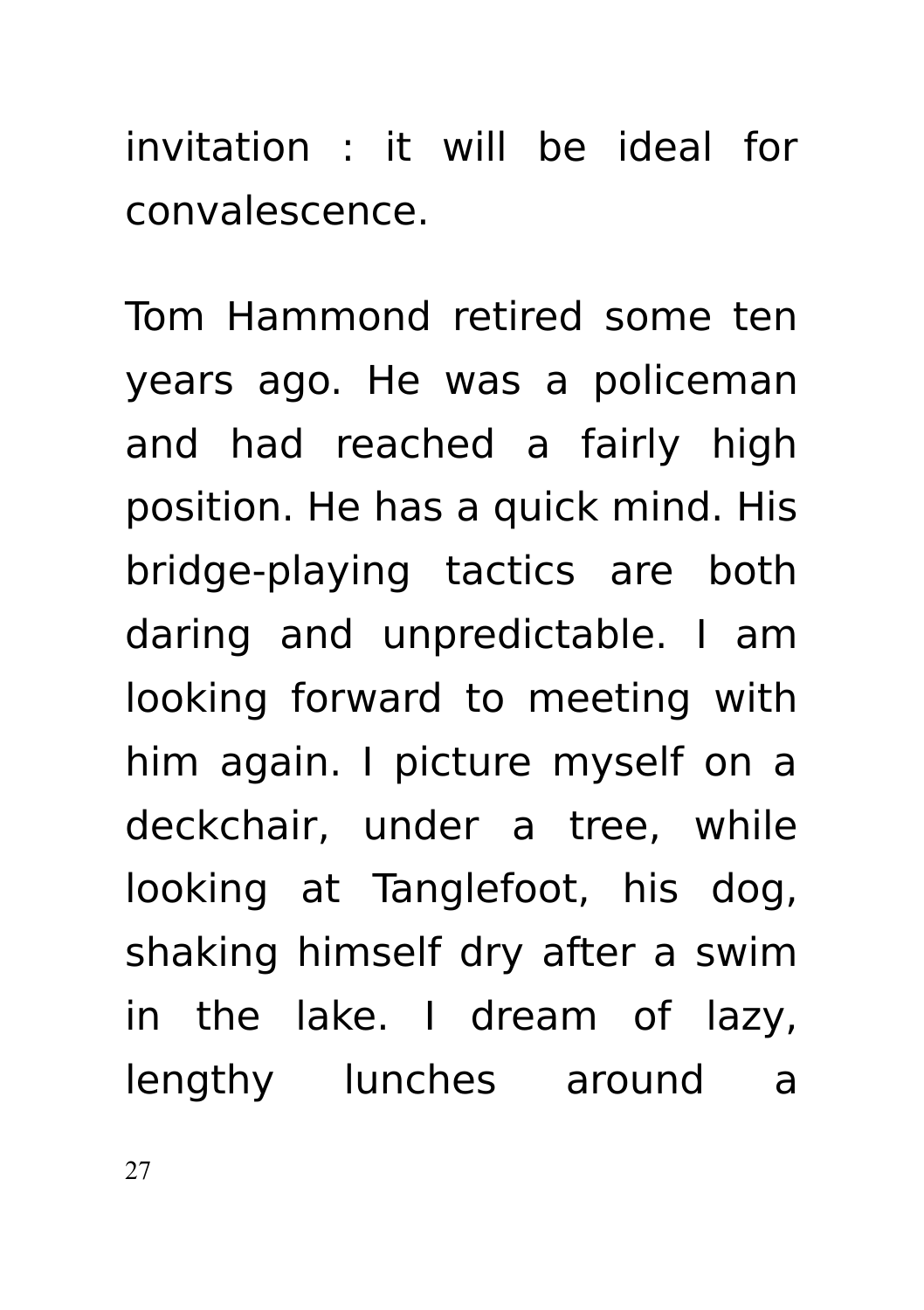invitation : it will be ideal for convalescence.

Tom Hammond retired some ten years ago. He was a policeman and had reached a fairly high position. He has a quick mind. His bridge-playing tactics are both daring and unpredictable. I am looking forward to meeting with him again. I picture myself on a deckchair, under a tree, while looking at Tanglefoot, his dog, shaking himself dry after a swim in the lake. I dream of lazy, lengthy lunches around a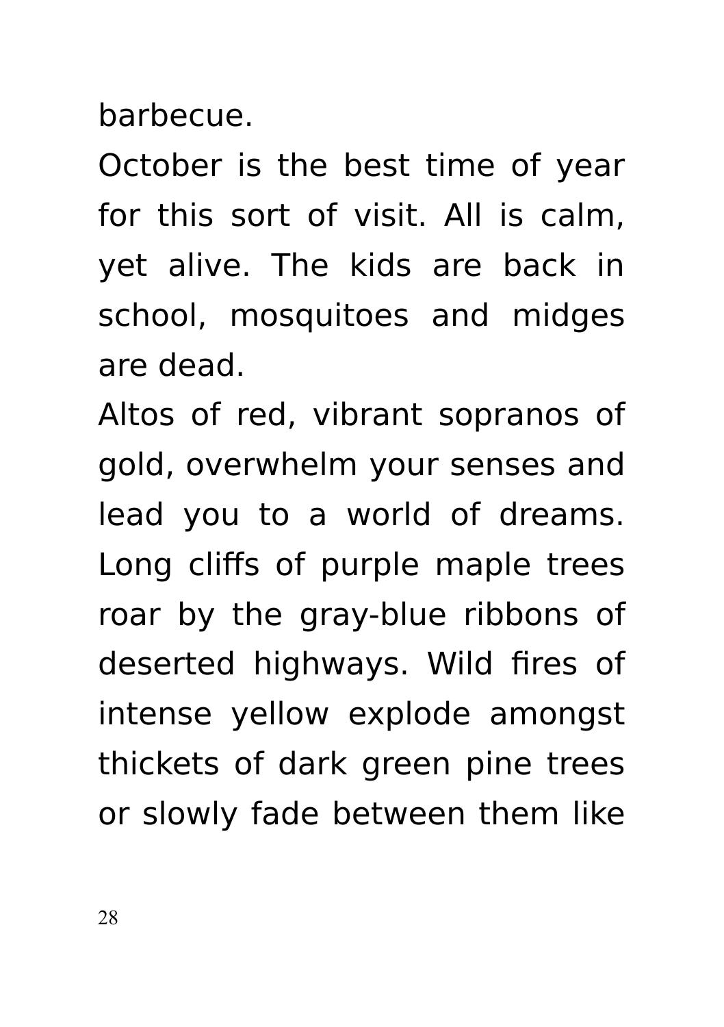barbecue.

October is the best time of year for this sort of visit. All is calm, yet alive. The kids are back in school, mosquitoes and midges are dead.

Altos of red, vibrant sopranos of gold, overwhelm your senses and lead you to a world of dreams. Long cliffs of purple maple trees roar by the gray-blue ribbons of deserted highways. Wild fires of intense yellow explode amongst thickets of dark green pine trees or slowly fade between them like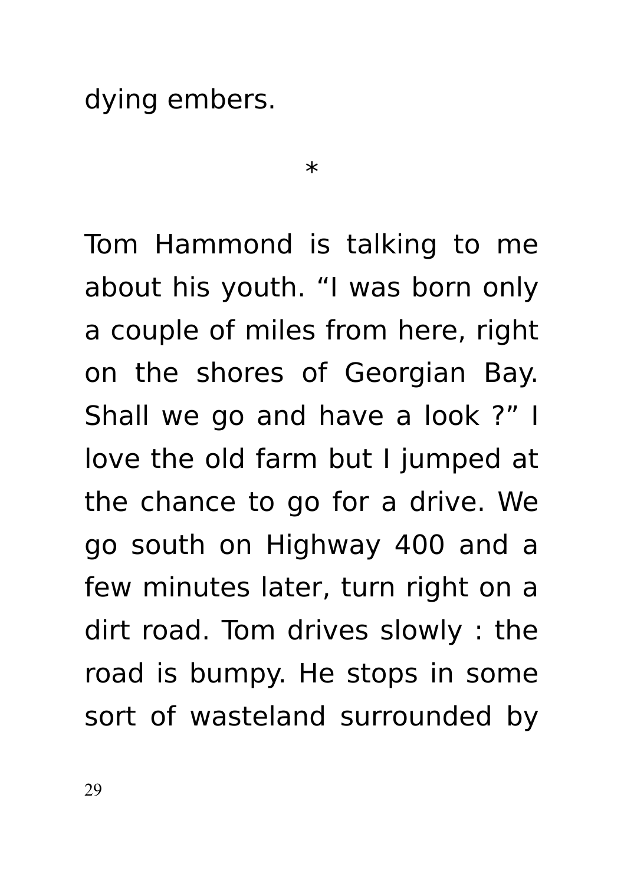dying embers.

*

Tom Hammond is talking to me about his youth. “I was born only a couple of miles from here, right on the shores of Georgian Bay. Shall we go and have a look ?” I love the old farm but I jumped at the chance to go for a drive. We go south on Highway 400 and a few minutes later, turn right on a dirt road. Tom drives slowly : the road is bumpy. He stops in some sort of wasteland surrounded by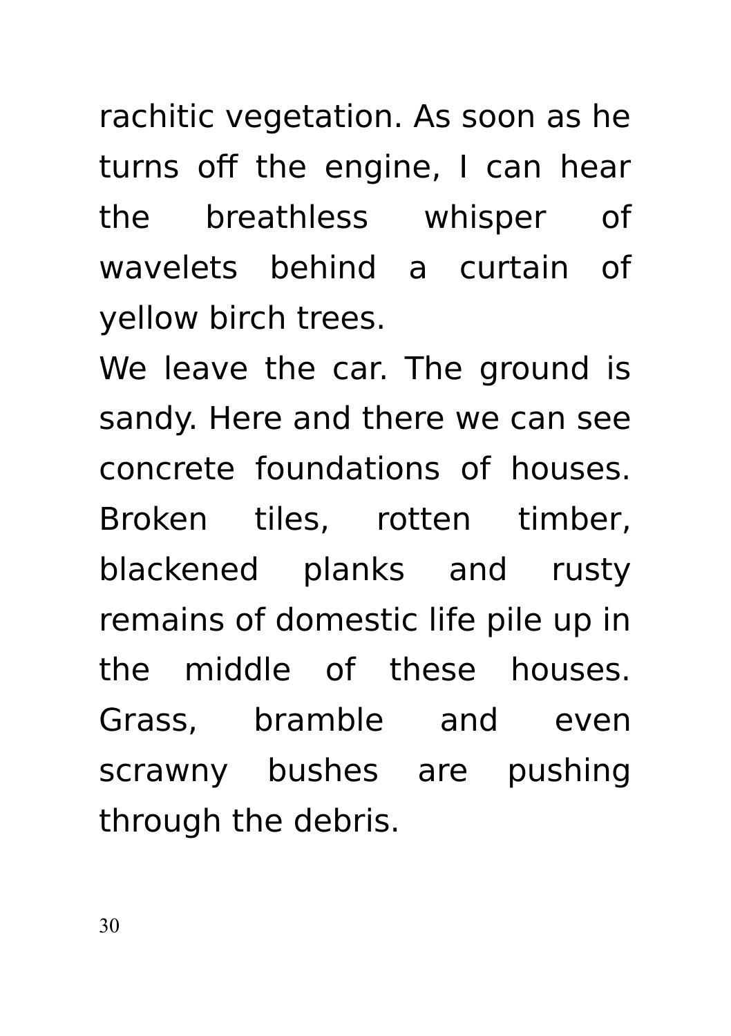rachitic vegetation. As soon as he turns off the engine, I can hear the breathless whisper of wavelets behind a curtain of yellow birch trees.

We leave the car. The ground is sandy. Here and there we can see concrete foundations of houses. Broken tiles, rotten timber, blackened planks and rusty remains of domestic life pile up in the middle of these houses. Grass, bramble and even scrawny bushes are pushing through the debris.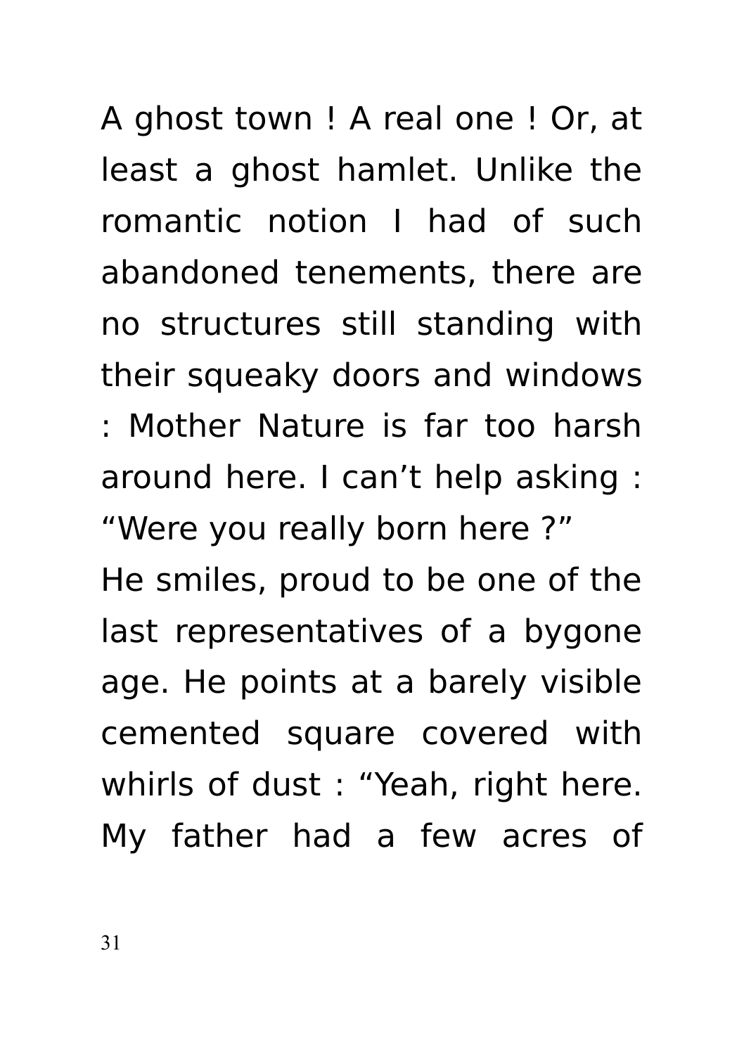A ghost town ! A real one ! Or, at least a ghost hamlet. Unlike the romantic notion I had of such abandoned tenements, there are no structures still standing with their squeaky doors and windows : Mother Nature is far too harsh around here. I can’t help asking : “Were you really born here ?”

He smiles, proud to be one of the last representatives of a bygone age. He points at a barely visible cemented square covered with whirls of dust : “Yeah, right here. My father had a few acres of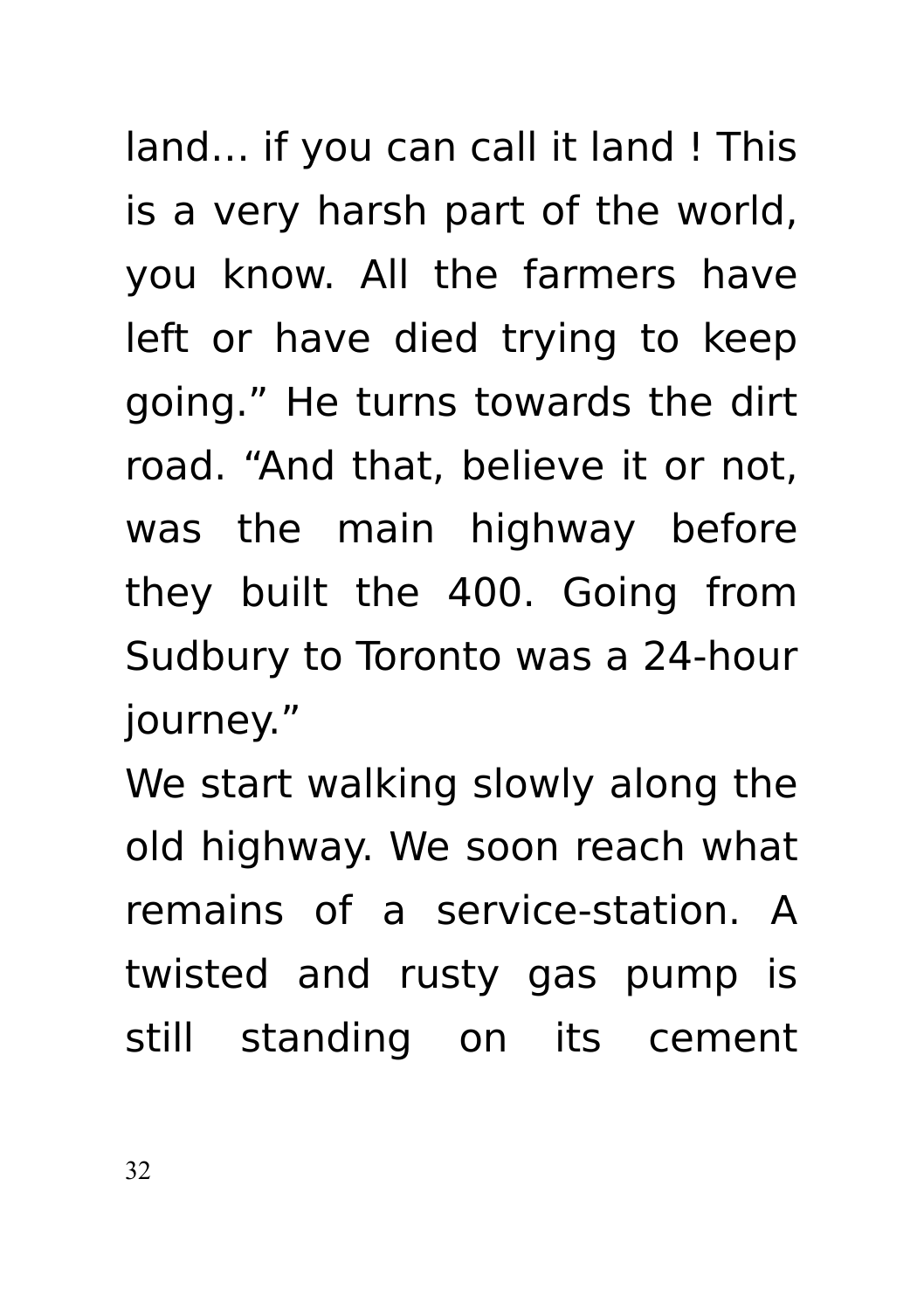land… if you can call it land ! This is a very harsh part of the world, you know. All the farmers have left or have died trying to keep going.” He turns towards the dirt road. “And that, believe it or not, was the main highway before they built the 400. Going from Sudbury to Toronto was a 24-hour journey.”

We start walking slowly along the old highway. We soon reach what remains of a service-station. A twisted and rusty gas pump is still standing on its cement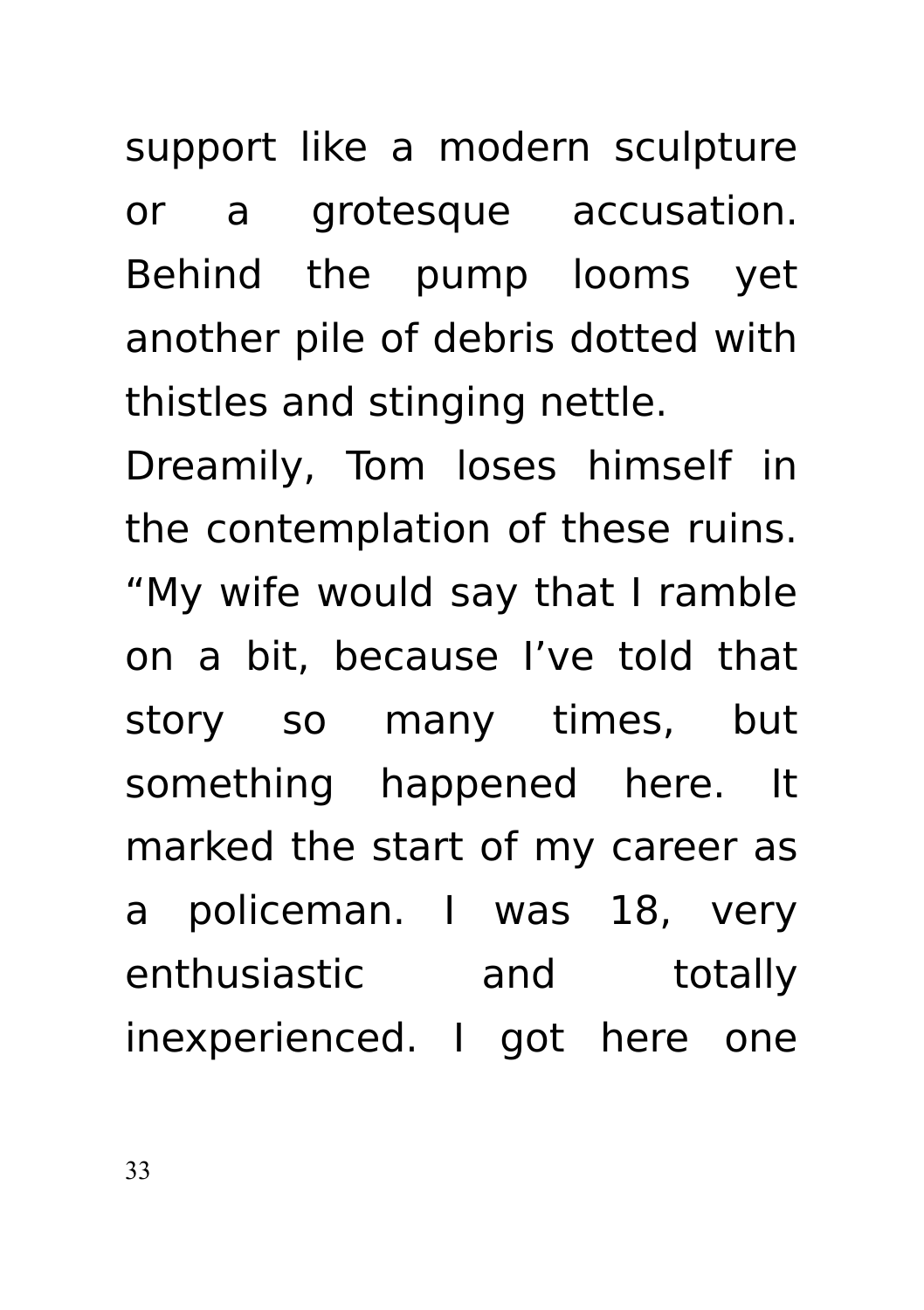support like a modern sculpture or a grotesque accusation. Behind the pump looms yet another pile of debris dotted with thistles and stinging nettle.

Dreamily, Tom loses himself in the contemplation of these ruins. “My wife would say that I ramble on a bit, because I’ve told that story so many times, but something happened here. It marked the start of my career as a policeman. I was 18, very enthusiastic and totally inexperienced. I got here one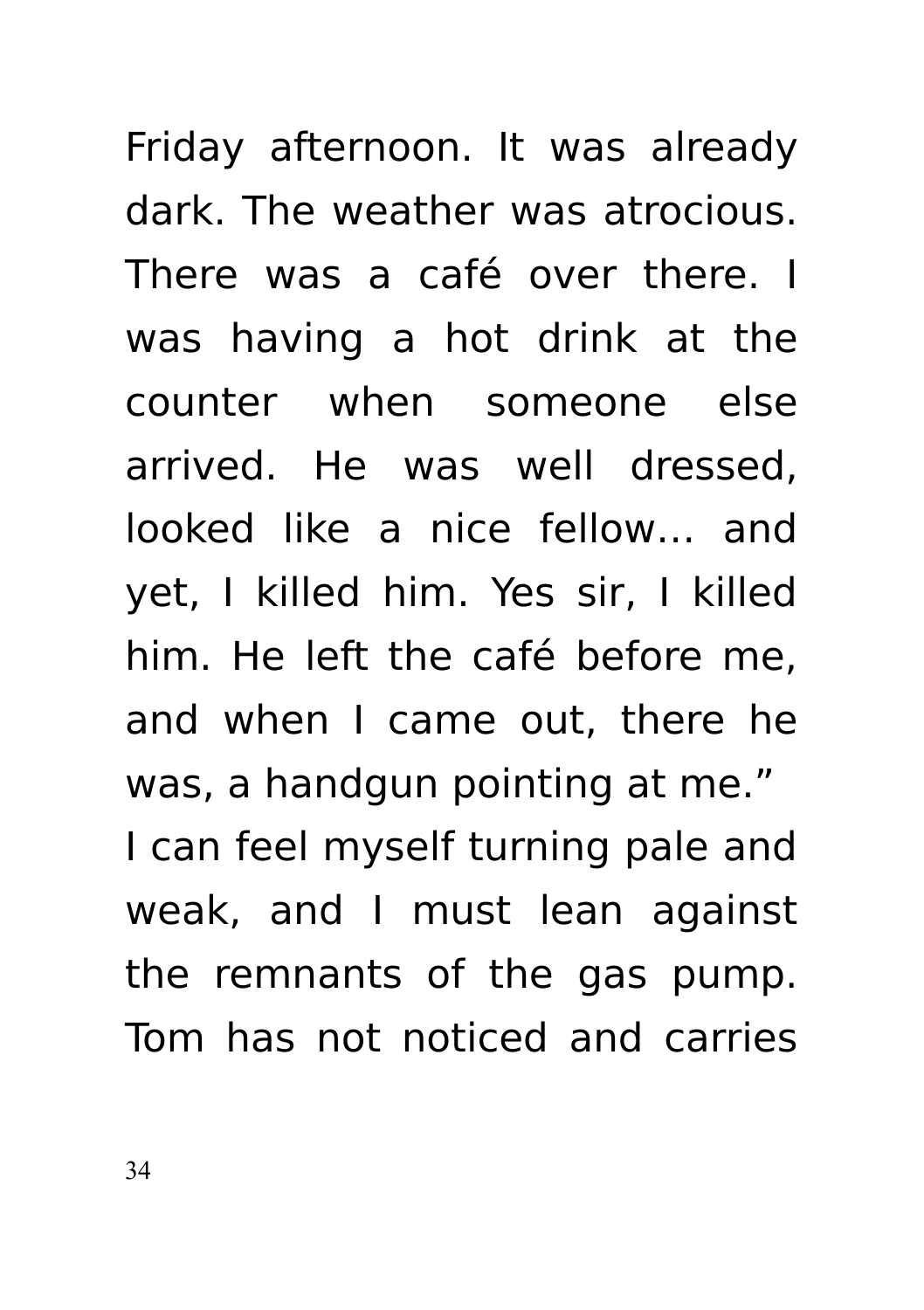Friday afternoon. It was already dark. The weather was atrocious. There was a café over there. I was having a hot drink at the counter when someone else arrived. He was well dressed, looked like a nice fellow... and yet, I killed him. Yes sir, I killed him. He left the café before me, and when I came out, there he was, a handgun pointing at me."

I can feel myself turning pale and weak, and I must lean against the remnants of the gas pump. Tom has not noticed and carries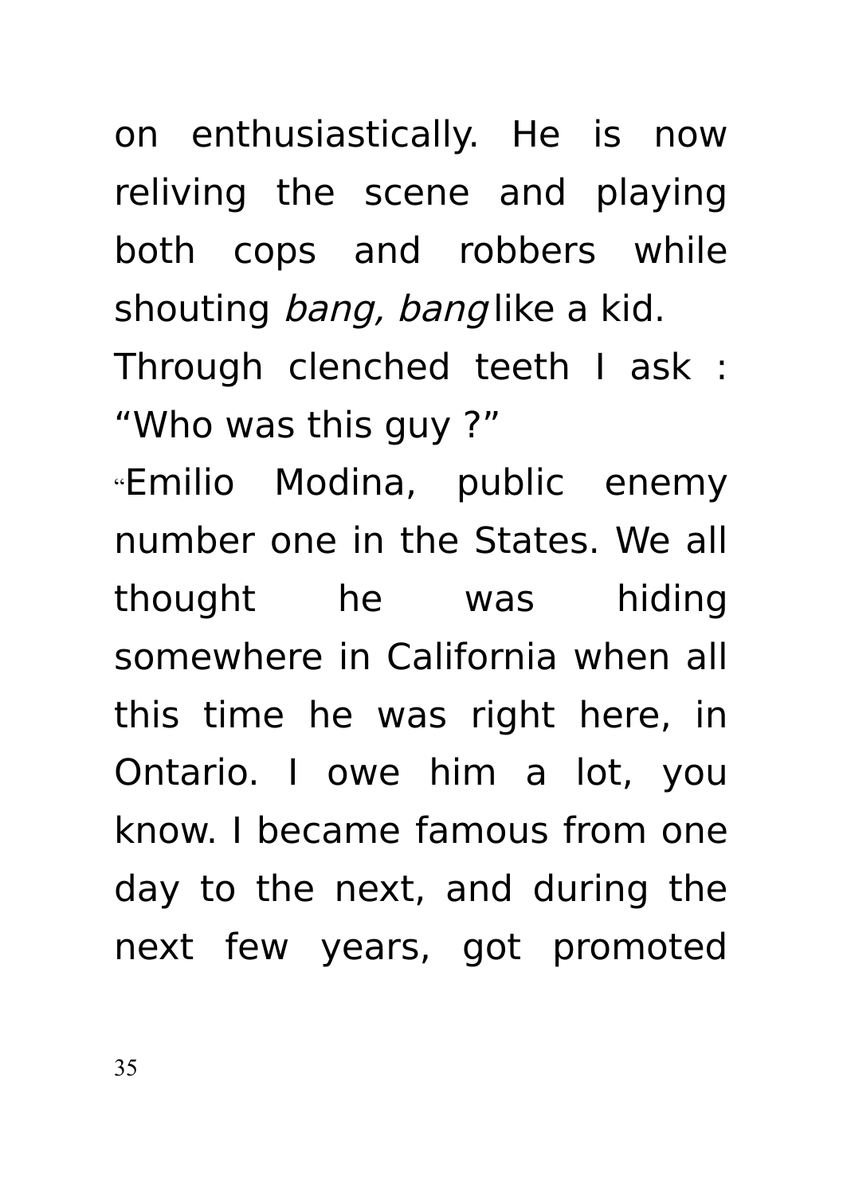on enthusiastically. He is now reliving the scene and playing both cops and robbers while shouting *bang, bang* like a kid.

Through clenched teeth I ask : “Who was this guy ?”

“Emilio Modina, public enemy number one in the States. We all thought he was hiding somewhere in California when all this time he was right here, in Ontario. I owe him a lot, you know. I became famous from one day to the next, and during the next few years, got promoted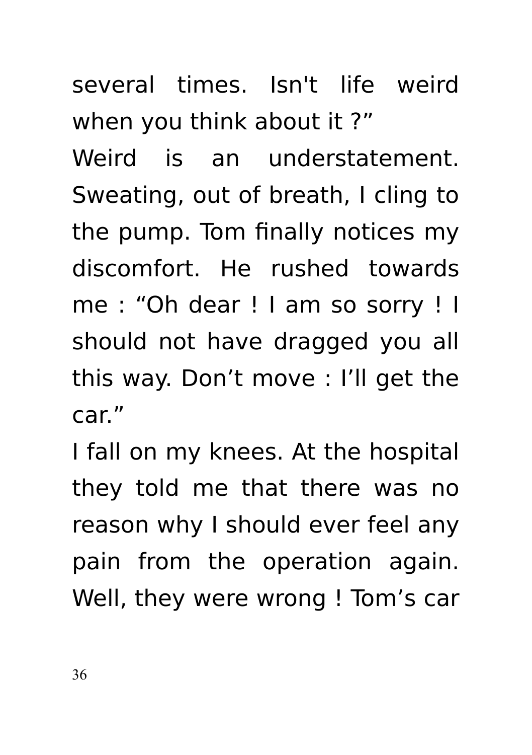several times. Isn't life weird when you think about it ?”

Weird is an understatement. Sweating, out of breath, I cling to the pump. Tom finally notices my discomfort. He rushed towards me : “Oh dear ! I am so sorry ! I should not have dragged you all this way. Don’t move : I’ll get the car.”

I fall on my knees. At the hospital they told me that there was no reason why I should ever feel any pain from the operation again. Well, they were wrong ! Tom’s car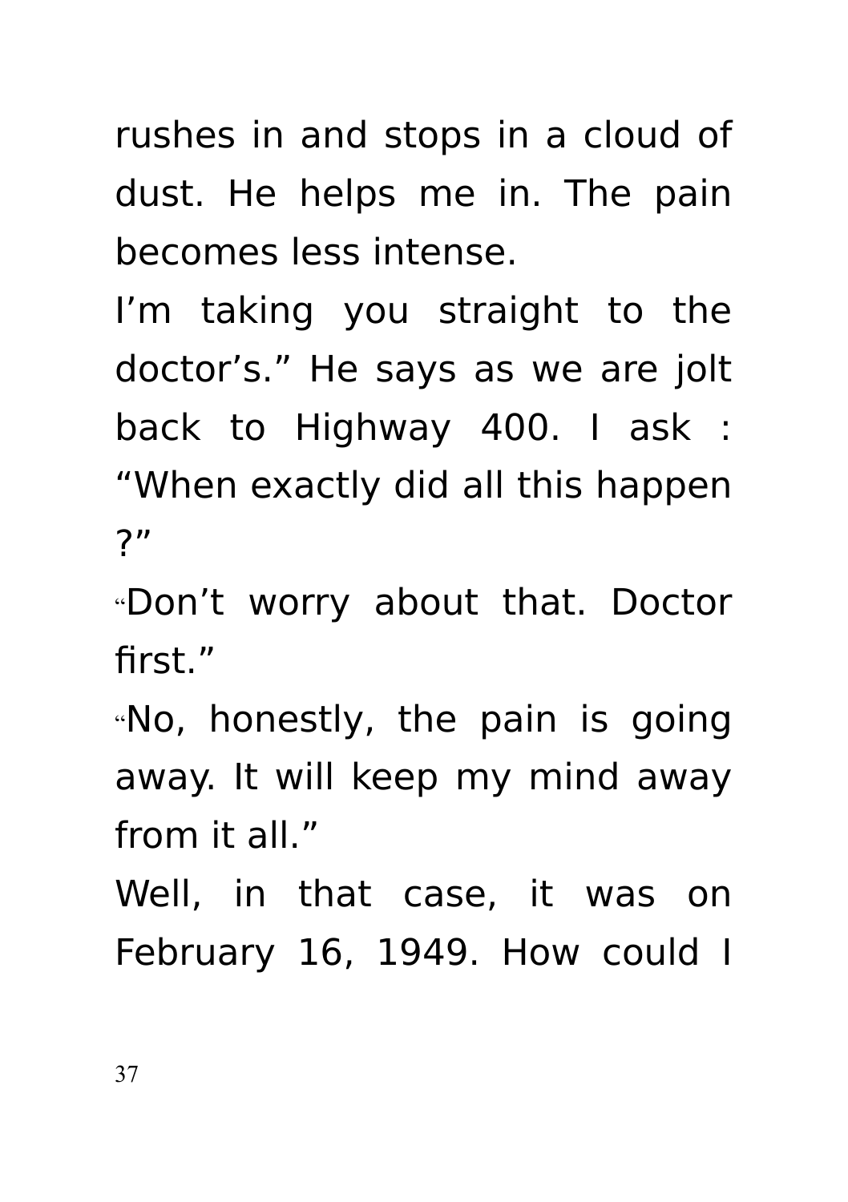rushes in and stops in a cloud of dust. He helps me in. The pain becomes less intense.

I'm taking you straight to the doctor's." He says as we are jolt back to Highway 400. I ask : "When exactly did all this happen ?"

"Don't worry about that. Doctor first."

"No, honestly, the pain is going away. It will keep my mind away from it all."

Well, in that case, it was on February 16, 1949. How could I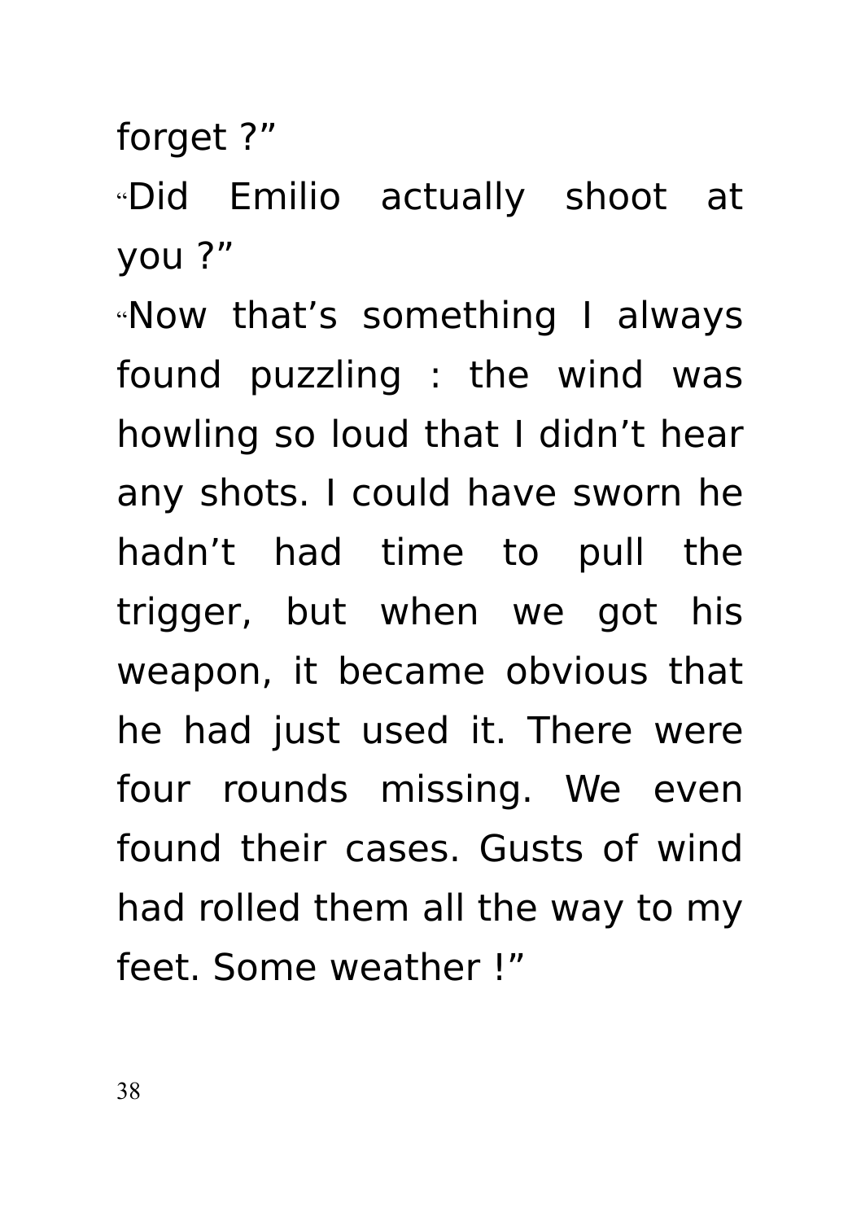forget ?”

“Did Emilio actually shoot at you ?”

“Now that’s something I always found puzzling : the wind was howling so loud that I didn’t hear any shots. I could have sworn he hadn’t had time to pull the trigger, but when we got his weapon, it became obvious that he had just used it. There were four rounds missing. We even found their cases. Gusts of wind had rolled them all the way to my feet. Some weather !”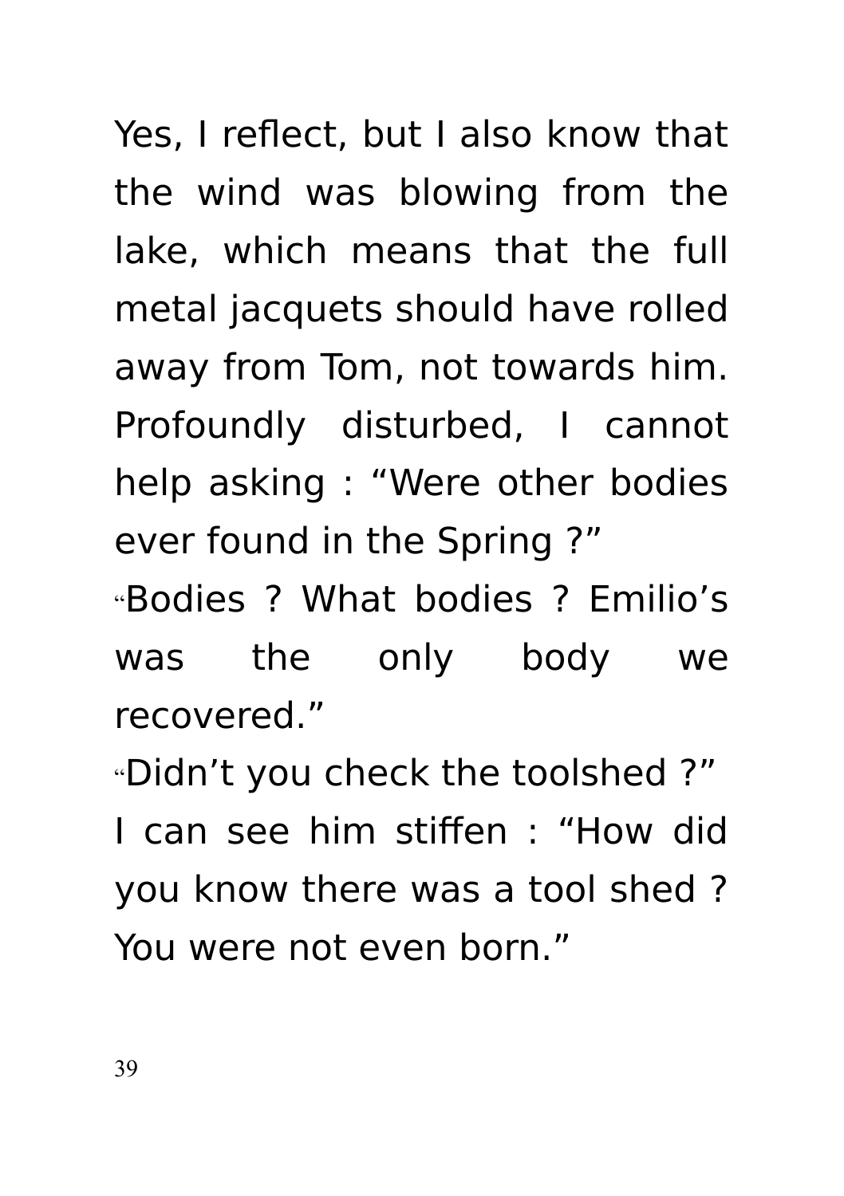Yes, I reflect, but I also know that the wind was blowing from the lake, which means that the full metal jacquets should have rolled away from Tom, not towards him. Profoundly disturbed, I cannot help asking : “Were other bodies ever found in the Spring ?”

“Bodies ? What bodies ? Emilio’s was the only body we recovered.”

“Didn’t you check the toolshed ?”

I can see him stiffen : “How did you know there was a tool shed ? You were not even born.”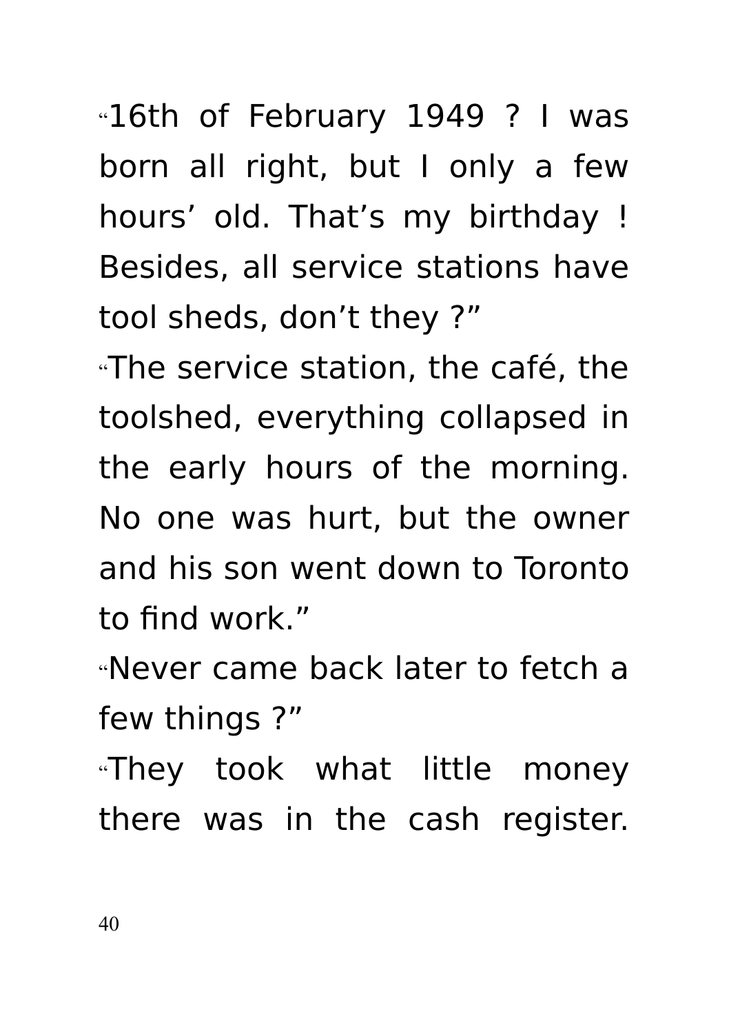“16th of February 1949 ? I was born all right, but I only a few hours’ old. That’s my birthday ! Besides, all service stations have tool sheds, don’t they ?”

“The service station, the café, the toolshed, everything collapsed in the early hours of the morning. No one was hurt, but the owner and his son went down to Toronto to find work.”

“Never came back later to fetch a few things ?”

“They took what little money there was in the cash register.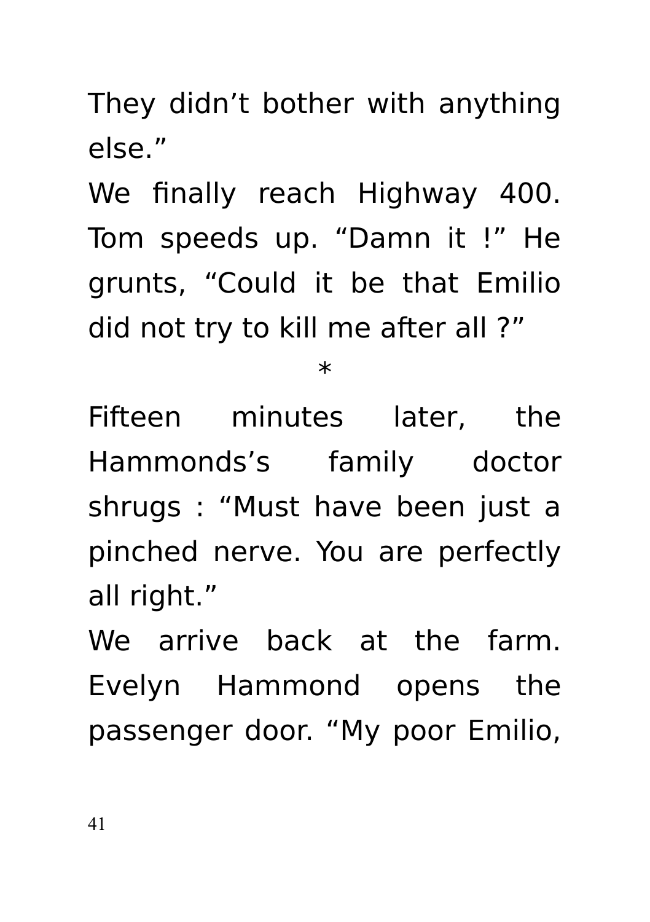They didn’t bother with anything else.”

We finally reach Highway 400. Tom speeds up. “Damn it !” He grunts, “Could it be that Emilio did not try to kill me after all ?”

*

Fifteen minutes later, the Hammonds’s family doctor shrugs : “Must have been just a pinched nerve. You are perfectly all right.”

We arrive back at the farm. Evelyn Hammond opens the passenger door. “My poor Emilio,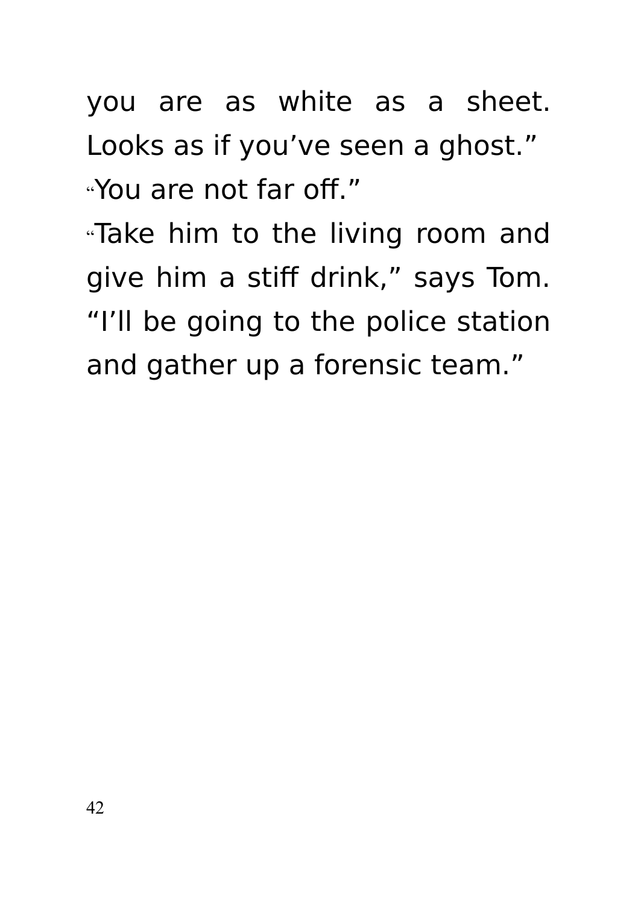you are as white as a sheet. Looks as if you've seen a ghost."

"You are not far off."

"Take him to the living room and give him a stiff drink," says Tom. "I'll be going to the police station and gather up a forensic team."